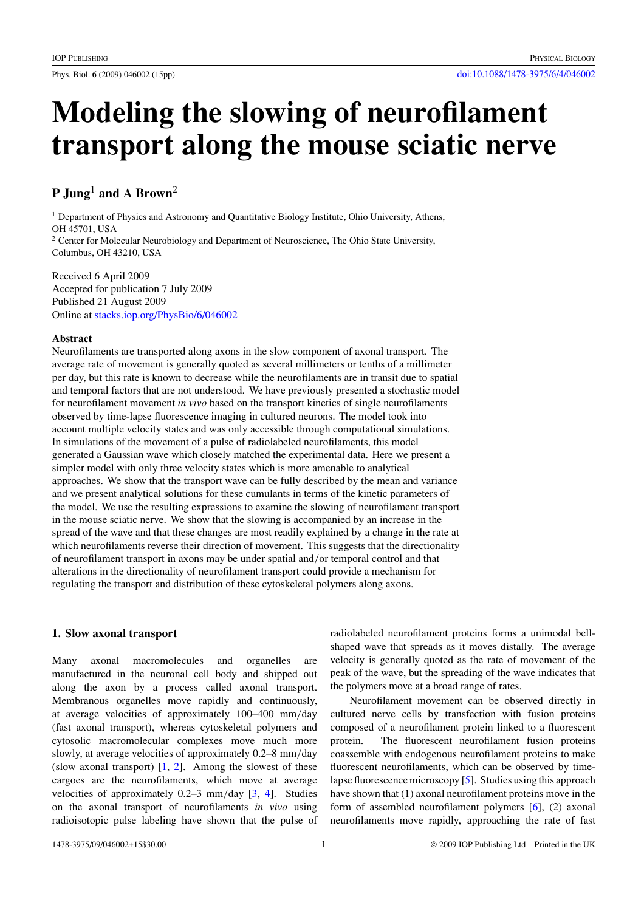# Modeling the slowing of neurofilament transport along the mouse sciatic nerve

**P Jung[1] and A Brown[2]**

[1] Department of Physics and Astronomy and Quantitative Biology Institute, Ohio University, Athens, OH 45701, USA

[2] Center for Molecular Neurobiology and Department of Neuroscience, The Ohio State University, Columbus, OH 43210, USA

Received 6 April 2009
Accepted for publication 7 July 2009
Published 21 August 2009
Online at stacks.iop.org/PhysBio/6/046002

### Abstract

Neurofilaments are transported along axons in the slow component of axonal transport. The average rate of movement is generally quoted as several millimeters or tenths of a millimeter per day, but this rate is known to decrease while the neurofilaments are in transit due to spatial and temporal factors that are not understood. We have previously presented a stochastic model for neurofilament movement *in vivo* based on the transport kinetics of single neurofilaments observed by time-lapse fluorescence imaging in cultured neurons. The model took into account multiple velocity states and was only accessible through computational simulations. In simulations of the movement of a pulse of radiolabeled neurofilaments, this model generated a Gaussian wave which closely matched the experimental data. Here we present a simpler model with only three velocity states which is more amenable to analytical approaches. We show that the transport wave can be fully described by the mean and variance and we present analytical solutions for these cumulants in terms of the kinetic parameters of the model. We use the resulting expressions to examine the slowing of neurofilament transport in the mouse sciatic nerve. We show that the slowing is accompanied by an increase in the spread of the wave and that these changes are most readily explained by a change in the rate at which neurofilaments reverse their direction of movement. This suggests that the directionality of neurofilament transport in axons may be under spatial and/or temporal control and that alterations in the directionality of neurofilament transport could provide a mechanism for regulating the transport and distribution of these cytoskeletal polymers along axons.

## 1. Slow axonal transport

Many axonal macromolecules and organelles are manufactured in the neuronal cell body and shipped out along the axon by a process called axonal transport. Membranous organelles move rapidly and continuously, at average velocities of approximately 100–400 mm/day (fast axonal transport), whereas cytoskeletal polymers and cytosolic macromolecular complexes move much more slowly, at average velocities of approximately 0.2–8 mm/day (slow axonal transport) [1, 2]. Among the slowest of these cargoes are the neurofilaments, which move at average velocities of approximately 0.2–3 mm/day [3, 4]. Studies on the axonal transport of neurofilaments *in vivo* using radioisotopic pulse labeling have shown that the pulse of radiolabeled neurofilament proteins forms a unimodal bell-shaped wave that spreads as it moves distally. The average velocity is generally quoted as the rate of movement of the peak of the wave, but the spreading of the wave indicates that the polymers move at a broad range of rates.

Neurofilament movement can be observed directly in cultured nerve cells by transfection with fusion proteins composed of a neurofilament protein linked to a fluorescent protein. The fluorescent neurofilament fusion proteins coassemble with endogenous neurofilament proteins to make fluorescent neurofilaments, which can be observed by time-lapse fluorescence microscopy [5]. Studies using this approach have shown that (1) axonal neurofilament proteins move in the form of assembled neurofilament polymers [6], (2) axonal neurofilaments move rapidly, approaching the rate of fast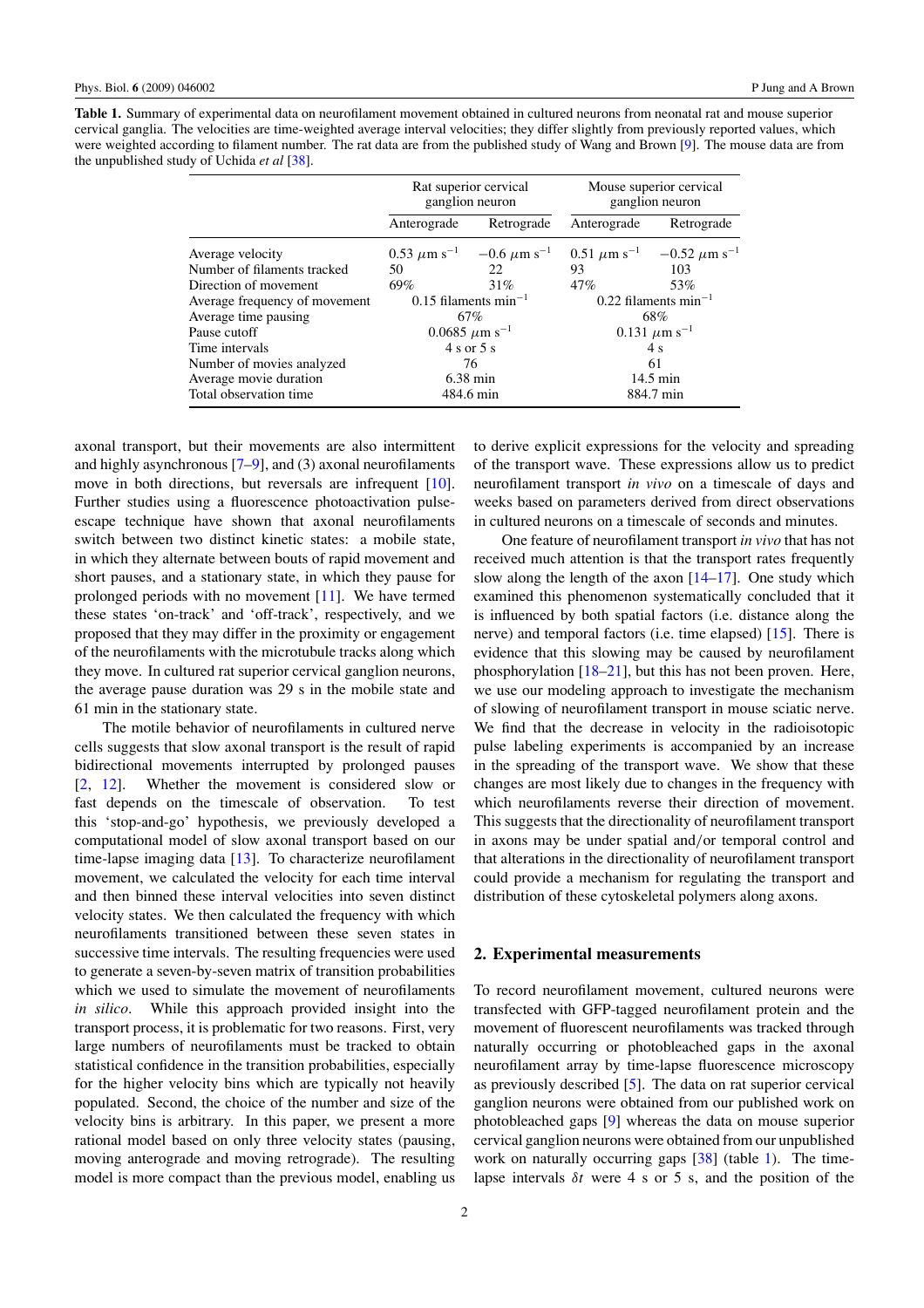**Table 1.** Summary of experimental data on neurofilament movement obtained in cultured neurons from neonatal rat and mouse superior cervical ganglia. The velocities are time-weighted average interval velocities; they differ slightly from previously reported values, which were weighted according to filament number. The rat data are from the published study of Wang and Brown [9]. The mouse data are from the unpublished study of Uchida *et al* [38].

| | Rat superior cervical ganglion neuron | | Mouse superior cervical ganglion neuron | |
|---|---|---|---|---|
| | Anterograde | Retrograde | Anterograde | Retrograde |
| Average velocity | 0.53 $\mu$m s$^{-1}$ | $-0.6$ $\mu$m s$^{-1}$ | 0.51 $\mu$m s$^{-1}$ | $-0.52$ $\mu$m s$^{-1}$ |
| Number of filaments tracked | 50 | 22 | 93 | 103 |
| Direction of movement | 69% | 31% | 47% | 53% |
| Average frequency of movement | 0.15 filaments min$^{-1}$ | | 0.22 filaments min$^{-1}$ | |
| Average time pausing | 67% | | 68% | |
| Pause cutoff | 0.0685 $\mu$m s$^{-1}$ | | 0.131 $\mu$m s$^{-1}$ | |
| Time intervals | 4 s or 5 s | | 4 s | |
| Number of movies analyzed | 76 | | 61 | |
| Average movie duration | 6.38 min | | 14.5 min | |
| Total observation time | 484.6 min | | 884.7 min | |

axonal transport, but their movements are also intermittent and highly asynchronous [7–9], and (3) axonal neurofilaments move in both directions, but reversals are infrequent [10]. Further studies using a fluorescence photoactivation pulse-escape technique have shown that axonal neurofilaments switch between two distinct kinetic states: a mobile state, in which they alternate between bouts of rapid movement and short pauses, and a stationary state, in which they pause for prolonged periods with no movement [11]. We have termed these states 'on-track' and 'off-track', respectively, and we proposed that they may differ in the proximity or engagement of the neurofilaments with the microtubule tracks along which they move. In cultured rat superior cervical ganglion neurons, the average pause duration was 29 s in the mobile state and 61 min in the stationary state.

The motile behavior of neurofilaments in cultured nerve cells suggests that slow axonal transport is the result of rapid bidirectional movements interrupted by prolonged pauses [2, 12]. Whether the movement is considered slow or fast depends on the timescale of observation. To test this 'stop-and-go' hypothesis, we previously developed a computational model of slow axonal transport based on our time-lapse imaging data [13]. To characterize neurofilament movement, we calculated the velocity for each time interval and then binned these interval velocities into seven distinct velocity states. We then calculated the frequency with which neurofilaments transitioned between these seven states in successive time intervals. The resulting frequencies were used to generate a seven-by-seven matrix of transition probabilities which we used to simulate the movement of neurofilaments *in silico*. While this approach provided insight into the transport process, it is problematic for two reasons. First, very large numbers of neurofilaments must be tracked to obtain statistical confidence in the transition probabilities, especially for the higher velocity bins which are typically not heavily populated. Second, the choice of the number and size of the velocity bins is arbitrary. In this paper, we present a more rational model based on only three velocity states (pausing, moving anterograde and moving retrograde). The resulting model is more compact than the previous model, enabling us to derive explicit expressions for the velocity and spreading of the transport wave. These expressions allow us to predict neurofilament transport *in vivo* on a timescale of days and weeks based on parameters derived from direct observations in cultured neurons on a timescale of seconds and minutes.

One feature of neurofilament transport *in vivo* that has not received much attention is that the transport rates frequently slow along the length of the axon [14–17]. One study which examined this phenomenon systematically concluded that it is influenced by both spatial factors (i.e. distance along the nerve) and temporal factors (i.e. time elapsed) [15]. There is evidence that this slowing may be caused by neurofilament phosphorylation [18–21], but this has not been proven. Here, we use our modeling approach to investigate the mechanism of slowing of neurofilament transport in mouse sciatic nerve. We find that the decrease in velocity in the radioisotopic pulse labeling experiments is accompanied by an increase in the spreading of the transport wave. We show that these changes are most likely due to changes in the frequency with which neurofilaments reverse their direction of movement. This suggests that the directionality of neurofilament transport in axons may be under spatial and/or temporal control and that alterations in the directionality of neurofilament transport could provide a mechanism for regulating the transport and distribution of these cytoskeletal polymers along axons.

## 2. Experimental measurements

To record neurofilament movement, cultured neurons were transfected with GFP-tagged neurofilament protein and the movement of fluorescent neurofilaments was tracked through naturally occurring or photobleached gaps in the axonal neurofilament array by time-lapse fluorescence microscopy as previously described [5]. The data on rat superior cervical ganglion neurons were obtained from our published work on photobleached gaps [9] whereas the data on mouse superior cervical ganglion neurons were obtained from our unpublished work on naturally occurring gaps [38] (table 1). The time-lapse intervals $\delta t$ were 4 s or 5 s, and the position of the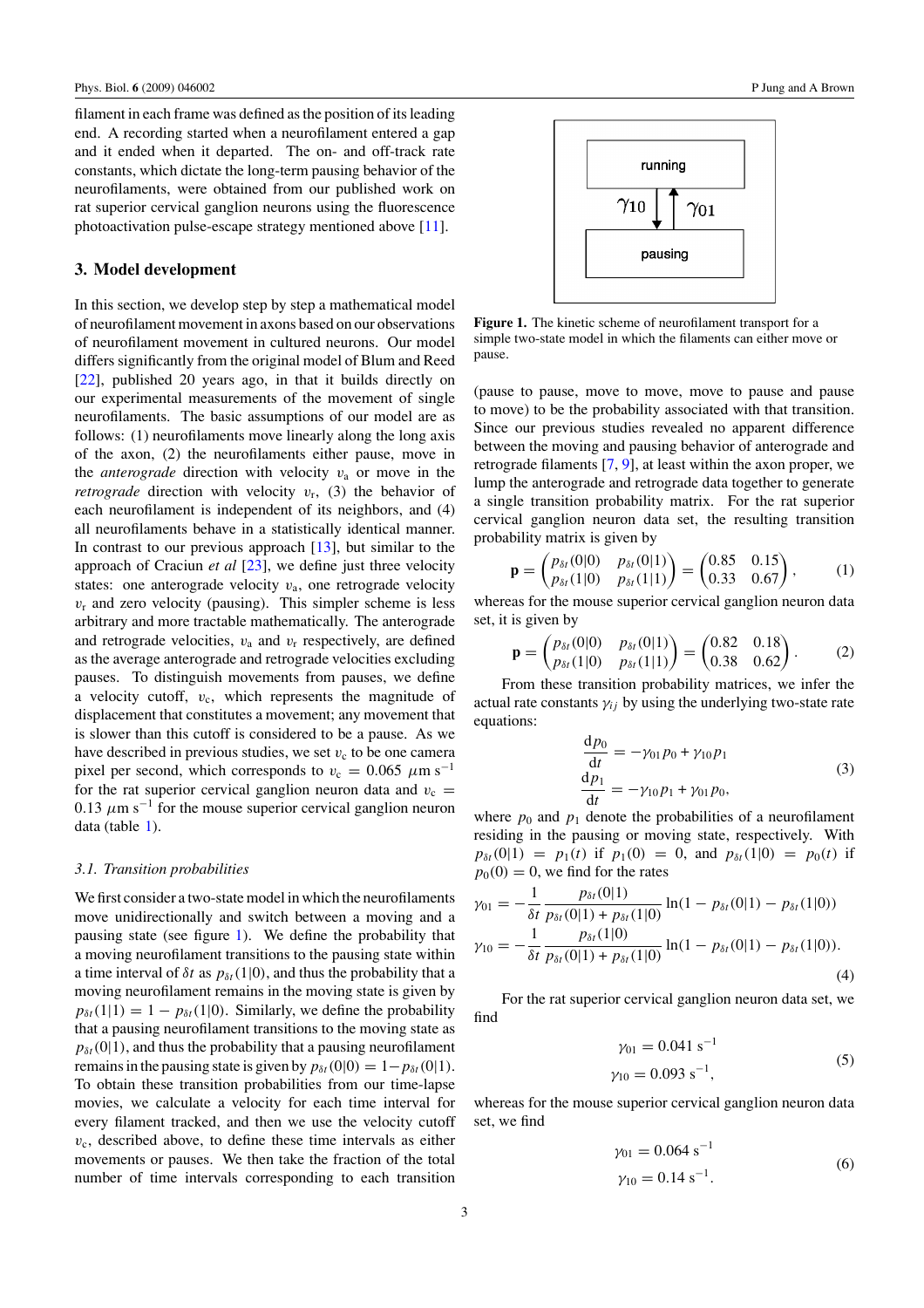filament in each frame was defined as the position of its leading end. A recording started when a neurofilament entered a gap and it ended when it departed. The on- and off-track rate constants, which dictate the long-term pausing behavior of the neurofilaments, were obtained from our published work on rat superior cervical ganglion neurons using the fluorescence photoactivation pulse-escape strategy mentioned above [11].

## 3. Model development

In this section, we develop step by step a mathematical model of neurofilament movement in axons based on our observations of neurofilament movement in cultured neurons. Our model differs significantly from the original model of Blum and Reed [22], published 20 years ago, in that it builds directly on our experimental measurements of the movement of single neurofilaments. The basic assumptions of our model are as follows: (1) neurofilaments move linearly along the long axis of the axon, (2) the neurofilaments either pause, move in the *anterograde* direction with velocity $v_a$ or move in the *retrograde* direction with velocity $v_r$, (3) the behavior of each neurofilament is independent of its neighbors, and (4) all neurofilaments behave in a statistically identical manner. In contrast to our previous approach [13], but similar to the approach of Craciun *et al* [23], we define just three velocity states: one anterograde velocity $v_a$, one retrograde velocity $v_r$ and zero velocity (pausing). This simpler scheme is less arbitrary and more tractable mathematically. The anterograde and retrograde velocities, $v_a$ and $v_r$ respectively, are defined as the average anterograde and retrograde velocities excluding pauses. To distinguish movements from pauses, we define a velocity cutoff, $v_c$, which represents the magnitude of displacement that constitutes a movement; any movement that is slower than this cutoff is considered to be a pause. As we have described in previous studies, we set $v_c$ to be one camera pixel per second, which corresponds to $v_c = 0.065\ \mu\text{m s}^{-1}$ for the rat superior cervical ganglion neuron data and $v_c = 0.13\ \mu\text{m s}^{-1}$ for the mouse superior cervical ganglion neuron data (table 1).

### 3.1. Transition probabilities

We first consider a two-state model in which the neurofilaments move unidirectionally and switch between a moving and a pausing state (see figure 1). We define the probability that a moving neurofilament transitions to the pausing state within a time interval of $\delta t$ as $p_{\delta t}(1|0)$, and thus the probability that a moving neurofilament remains in the moving state is given by $p_{\delta t}(1|1) = 1 - p_{\delta t}(1|0)$. Similarly, we define the probability that a pausing neurofilament transitions to the moving state as $p_{\delta t}(0|1)$, and thus the probability that a pausing neurofilament remains in the pausing state is given by $p_{\delta t}(0|0) = 1 - p_{\delta t}(0|1)$. To obtain these transition probabilities from our time-lapse movies, we calculate a velocity for each time interval for every filament tracked, and then we use the velocity cutoff $v_c$, described above, to define these time intervals as either movements or pauses. We then take the fraction of the total number of time intervals corresponding to each transition (pause to pause, move to move, move to pause and pause to move) to be the probability associated with that transition. Since our previous studies revealed no apparent difference between the moving and pausing behavior of anterograde and retrograde filaments [7, 9], at least within the axon proper, we lump the anterograde and retrograde data together to generate a single transition probability matrix. For the rat superior cervical ganglion neuron data set, the resulting transition probability matrix is given by

running ⇄ pausing ($\gamma_{10}$, $\gamma_{01}$)

Figure 1. The kinetic scheme of neurofilament transport for a simple two-state model in which the filaments can either move or pause.

$$\mathbf{p} = \begin{pmatrix} p_{\delta t}(0|0) & p_{\delta t}(0|1) \\ p_{\delta t}(1|0) & p_{\delta t}(1|1) \end{pmatrix} = \begin{pmatrix} 0.85 & 0.15 \\ 0.33 & 0.67 \end{pmatrix}, \tag{1}$$

whereas for the mouse superior cervical ganglion neuron data set, it is given by

$$\mathbf{p} = \begin{pmatrix} p_{\delta t}(0|0) & p_{\delta t}(0|1) \\ p_{\delta t}(1|0) & p_{\delta t}(1|1) \end{pmatrix} = \begin{pmatrix} 0.82 & 0.18 \\ 0.38 & 0.62 \end{pmatrix}. \tag{2}$$

From these transition probability matrices, we infer the actual rate constants $\gamma_{ij}$ by using the underlying two-state rate equations:

$$\begin{aligned} \frac{\mathrm{d}p_0}{\mathrm{d}t} &= -\gamma_{01} p_0 + \gamma_{10} p_1 \\ \frac{\mathrm{d}p_1}{\mathrm{d}t} &= -\gamma_{10} p_1 + \gamma_{01} p_0, \end{aligned} \tag{3}$$

where $p_0$ and $p_1$ denote the probabilities of a neurofilament residing in the pausing or moving state, respectively. With $p_{\delta t}(0|1) = p_1(t)$ if $p_1(0) = 0$, and $p_{\delta t}(1|0) = p_0(t)$ if $p_0(0) = 0$, we find for the rates

$$\begin{aligned} \gamma_{01} &= -\frac{1}{\delta t} \frac{p_{\delta t}(0|1)}{p_{\delta t}(0|1) + p_{\delta t}(1|0)} \ln(1 - p_{\delta t}(0|1) - p_{\delta t}(1|0)) \\ \gamma_{10} &= -\frac{1}{\delta t} \frac{p_{\delta t}(1|0)}{p_{\delta t}(0|1) + p_{\delta t}(1|0)} \ln(1 - p_{\delta t}(0|1) - p_{\delta t}(1|0)). \end{aligned} \tag{4}$$

For the rat superior cervical ganglion neuron data set, we find

$$\begin{aligned} \gamma_{01} &= 0.041\ \text{s}^{-1} \\ \gamma_{10} &= 0.093\ \text{s}^{-1}, \end{aligned} \tag{5}$$

whereas for the mouse superior cervical ganglion neuron data set, we find

$$\begin{aligned} \gamma_{01} &= 0.064\ \text{s}^{-1} \\ \gamma_{10} &= 0.14\ \text{s}^{-1}. \end{aligned} \tag{6}$$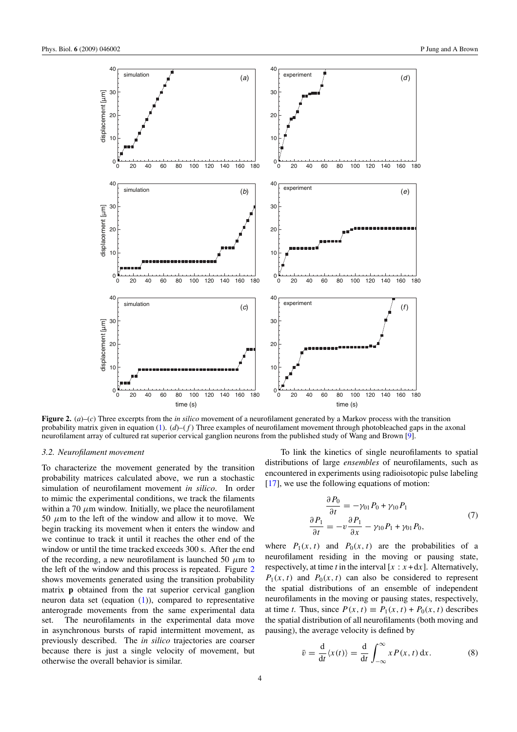**Figure 2.** (*a*)–(*c*) Three excerpts from the *in silico* movement of a neurofilament generated by a Markov process with the transition probability matrix given in equation (1). (*d*)–(*f*) Three examples of neurofilament movement through photobleached gaps in the axonal neurofilament array of cultured rat superior cervical ganglion neurons from the published study of Wang and Brown [9].

### 3.2. Neurofilament movement

To characterize the movement generated by the transition probability matrices calculated above, we run a stochastic simulation of neurofilament movement *in silico*. In order to mimic the experimental conditions, we track the filaments within a 70 $\mu$m window. Initially, we place the neurofilament 50 $\mu$m to the left of the window and allow it to move. We begin tracking its movement when it enters the window and we continue to track it until it reaches the other end of the window or until the time tracked exceeds 300 s. After the end of the recording, a new neurofilament is launched 50 $\mu$m to the left of the window and this process is repeated. Figure 2 shows movements generated using the transition probability matrix **p** obtained from the rat superior cervical ganglion neuron data set (equation (1)), compared to representative anterograde movements from the same experimental data set. The neurofilaments in the experimental data move in asynchronous bursts of rapid intermittent movement, as previously described. The *in silico* trajectories are coarser because there is just a single velocity of movement, but otherwise the overall behavior is similar.

To link the kinetics of single neurofilaments to spatial distributions of large *ensembles* of neurofilaments, such as encountered in experiments using radioisotopic pulse labeling [17], we use the following equations of motion:

$$
\begin{aligned}
\frac{\partial P_0}{\partial t} &= -\gamma_{01} P_0 + \gamma_{10} P_1 \\
\frac{\partial P_1}{\partial t} &= -v \frac{\partial P_1}{\partial x} - \gamma_{10} P_1 + \gamma_{01} P_0,
\end{aligned}
\tag{7}
$$

where $P_1(x, t)$ and $P_0(x, t)$ are the probabilities of a neurofilament residing in the moving or pausing state, respectively, at time $t$ in the interval $[x : x + \mathrm{d}x]$. Alternatively, $P_1(x, t)$ and $P_0(x, t)$ can also be considered to represent the spatial distributions of an ensemble of independent neurofilaments in the moving or pausing states, respectively, at time $t$. Thus, since $P(x, t) \equiv P_1(x, t) + P_0(x, t)$ describes the spatial distribution of all neurofilaments (both moving and pausing), the average velocity is defined by

$$
\bar{v} = \frac{\mathrm{d}}{\mathrm{d}t} \langle x(t) \rangle = \frac{\mathrm{d}}{\mathrm{d}t} \int_{-\infty}^{\infty} x P(x, t)\, \mathrm{d}x. \tag{8}
$$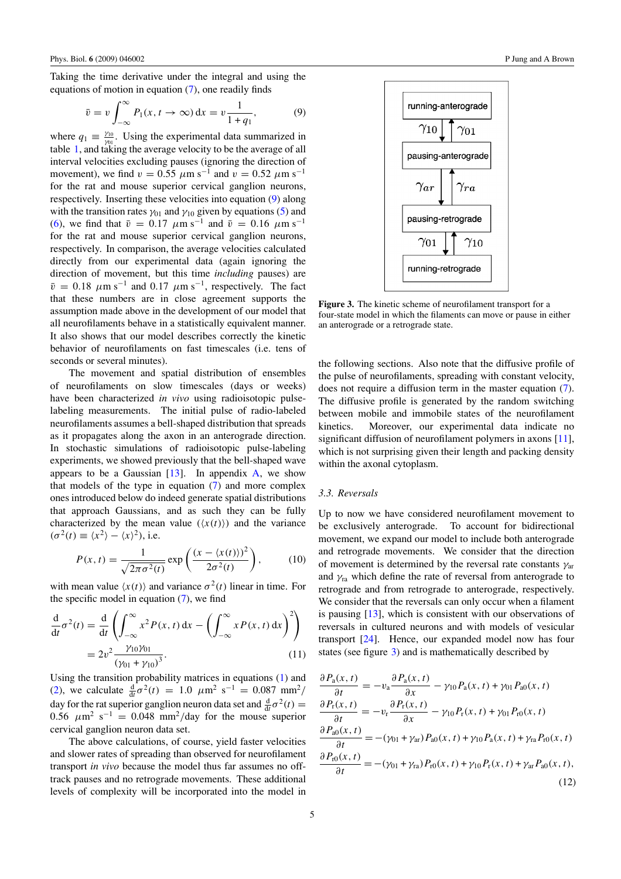Taking the time derivative under the integral and using the equations of motion in equation (7), one readily finds

$$\bar{v} = v \int_{-\infty}^{\infty} P_1(x, t \to \infty)\, \mathrm{d}x = v \frac{1}{1 + q_1}, \qquad (9)$$

where $q_1 \equiv \frac{\gamma_{10}}{\gamma_{01}}$. Using the experimental data summarized in table 1, and taking the average velocity to be the average of all interval velocities excluding pauses (ignoring the direction of movement), we find $v = 0.55\ \mu\mathrm{m\ s}^{-1}$ and $v = 0.52\ \mu\mathrm{m\ s}^{-1}$ for the rat and mouse superior cervical ganglion neurons, respectively. Inserting these velocities into equation (9) along with the transition rates $\gamma_{01}$ and $\gamma_{10}$ given by equations (5) and (6), we find that $\bar{v} = 0.17\ \mu\mathrm{m\ s}^{-1}$ and $\bar{v} = 0.16\ \mu\mathrm{m\ s}^{-1}$ for the rat and mouse superior cervical ganglion neurons, respectively. In comparison, the average velocities calculated directly from our experimental data (again ignoring the direction of movement, but this time *including* pauses) are $\bar{v} = 0.18\ \mu\mathrm{m\ s}^{-1}$ and $0.17\ \mu\mathrm{m\ s}^{-1}$, respectively. The fact that these numbers are in close agreement supports the assumption made above in the development of our model that all neurofilaments behave in a statistically equivalent manner. It also shows that our model describes correctly the kinetic behavior of neurofilaments on fast timescales (i.e. tens of seconds or several minutes).

The movement and spatial distribution of ensembles of neurofilaments on slow timescales (days or weeks) have been characterized *in vivo* using radioisotopic pulse-labeling measurements. The initial pulse of radio-labeled neurofilaments assumes a bell-shaped distribution that spreads as it propagates along the axon in an anterograde direction. In stochastic simulations of radioisotopic pulse-labeling experiments, we showed previously that the bell-shaped wave appears to be a Gaussian [13]. In appendix A, we show that models of the type in equation (7) and more complex ones introduced below do indeed generate spatial distributions that approach Gaussians, and as such they can be fully characterized by the mean value ($\langle x(t)\rangle$) and the variance ($\sigma^2(t) \equiv \langle x^2\rangle - \langle x\rangle^2$), i.e.

$$P(x, t) = \frac{1}{\sqrt{2\pi\sigma^2(t)}} \exp\left(\frac{(x - \langle x(t)\rangle)^2}{2\sigma^2(t)}\right), \qquad (10)$$

with mean value $\langle x(t)\rangle$ and variance $\sigma^2(t)$ linear in time. For the specific model in equation (7), we find

$$\frac{\mathrm{d}}{\mathrm{d}t}\sigma^2(t) = \frac{\mathrm{d}}{\mathrm{d}t}\left(\int_{-\infty}^{\infty} x^2 P(x, t)\, \mathrm{d}x - \left(\int_{-\infty}^{\infty} x P(x, t)\, \mathrm{d}x\right)^2\right)$$
$$= 2v^2 \frac{\gamma_{10}\gamma_{01}}{(\gamma_{01} + \gamma_{10})^3}. \qquad (11)$$

Using the transition probability matrices in equations (1) and (2), we calculate $\frac{\mathrm{d}}{\mathrm{d}t}\sigma^2(t) = 1.0\ \mu\mathrm{m}^2\ \mathrm{s}^{-1} = 0.087\ \mathrm{mm}^2/\mathrm{day}$ for the rat superior ganglion neuron data set and $\frac{\mathrm{d}}{\mathrm{d}t}\sigma^2(t) = 0.56\ \mu\mathrm{m}^2\ \mathrm{s}^{-1} = 0.048\ \mathrm{mm}^2/\mathrm{day}$ for the mouse superior cervical ganglion neuron data set.

The above calculations, of course, yield faster velocities and slower rates of spreading than observed for neurofilament transport *in vivo* because the model thus far assumes no off-track pauses and no retrograde movements. These additional levels of complexity will be incorporated into the model in the following sections. Also note that the diffusive profile of the pulse of neurofilaments, spreading with constant velocity, does not require a diffusion term in the master equation (7). The diffusive profile is generated by the random switching between mobile and immobile states of the neurofilament kinetics. Moreover, our experimental data indicate no significant diffusion of neurofilament polymers in axons [11], which is not surprising given their length and packing density within the axonal cytoplasm.

**Figure 3.** The kinetic scheme of neurofilament transport for a four-state model in which the filaments can move or pause in either an anterograde or a retrograde state.

### 3.3. Reversals

Up to now we have considered neurofilament movement to be exclusively anterograde. To account for bidirectional movement, we expand our model to include both anterograde and retrograde movements. We consider that the direction of movement is determined by the reversal rate constants $\gamma_{\mathrm{ar}}$ and $\gamma_{\mathrm{ra}}$ which define the rate of reversal from anterograde to retrograde and from retrograde to anterograde, respectively. We consider that the reversals can only occur when a filament is pausing [13], which is consistent with our observations of reversals in cultured neurons and with models of vesicular transport [24]. Hence, our expanded model now has four states (see figure 3) and is mathematically described by

$$\frac{\partial P_{\mathrm{a}}(x, t)}{\partial t} = -v_{\mathrm{a}} \frac{\partial P_{\mathrm{a}}(x, t)}{\partial x} - \gamma_{10} P_{\mathrm{a}}(x, t) + \gamma_{01} P_{\mathrm{a}0}(x, t)$$
$$\frac{\partial P_{\mathrm{r}}(x, t)}{\partial t} = -v_{\mathrm{r}} \frac{\partial P_{\mathrm{r}}(x, t)}{\partial x} - \gamma_{10} P_{\mathrm{r}}(x, t) + \gamma_{01} P_{\mathrm{r}0}(x, t)$$
$$\frac{\partial P_{\mathrm{a}0}(x, t)}{\partial t} = -(\gamma_{01} + \gamma_{\mathrm{ar}}) P_{\mathrm{a}0}(x, t) + \gamma_{10} P_{\mathrm{a}}(x, t) + \gamma_{\mathrm{ra}} P_{\mathrm{r}0}(x, t)$$
$$\frac{\partial P_{\mathrm{r}0}(x, t)}{\partial t} = -(\gamma_{01} + \gamma_{\mathrm{ra}}) P_{\mathrm{r}0}(x, t) + \gamma_{10} P_{\mathrm{r}}(x, t) + \gamma_{\mathrm{ar}} P_{\mathrm{a}0}(x, t), \qquad (12)$$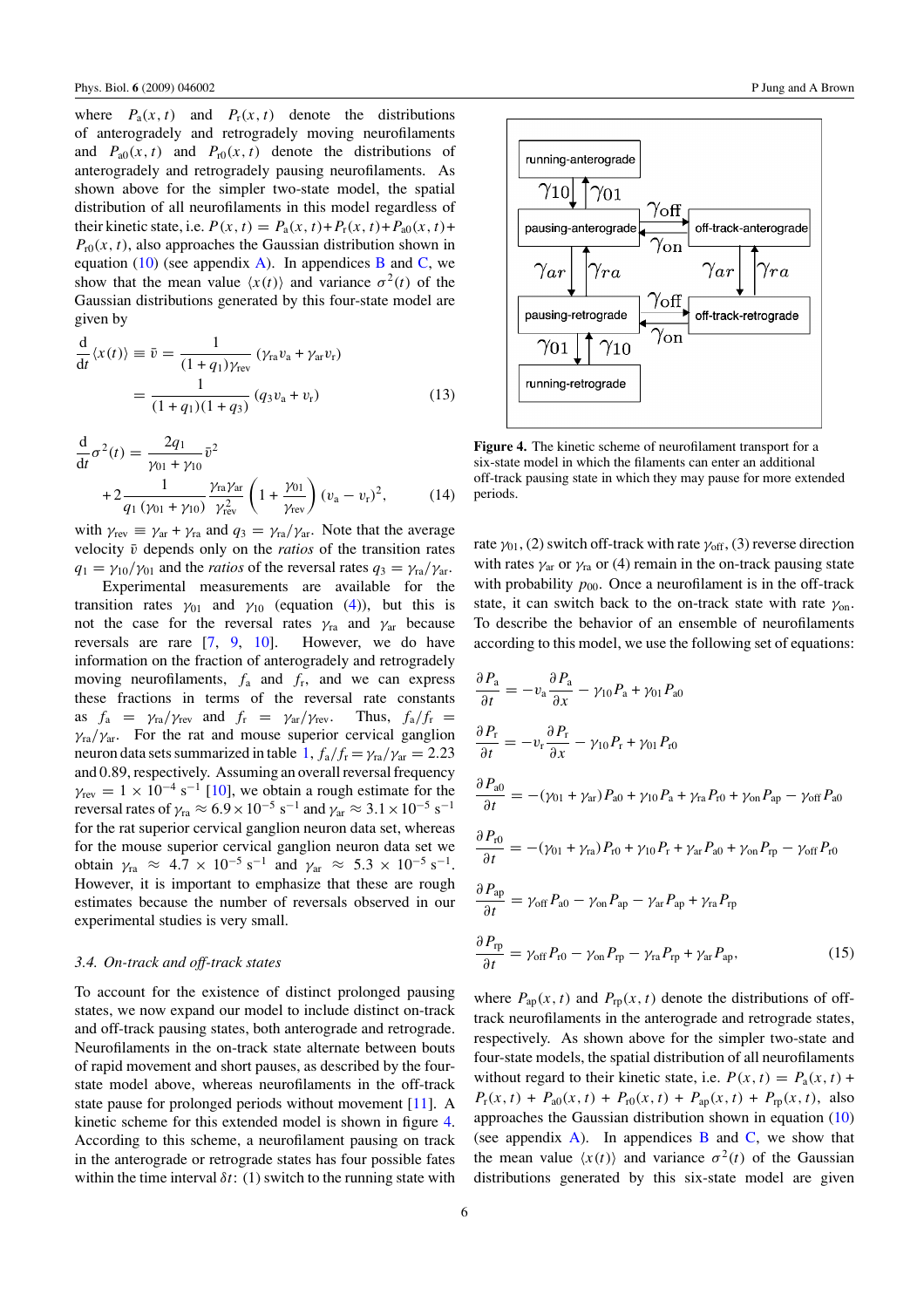where $P_a(x,t)$ and $P_r(x,t)$ denote the distributions of anterogradely and retrogradely moving neurofilaments and $P_{a0}(x,t)$ and $P_{r0}(x,t)$ denote the distributions of anterogradely and retrogradely pausing neurofilaments. As shown above for the simpler two-state model, the spatial distribution of all neurofilaments in this model regardless of their kinetic state, i.e. $P(x,t) = P_a(x,t) + P_r(x,t) + P_{a0}(x,t) + P_{r0}(x,t)$, also approaches the Gaussian distribution shown in equation (10) (see appendix A). In appendices B and C, we show that the mean value $\langle x(t)\rangle$ and variance $\sigma^2(t)$ of the Gaussian distributions generated by this four-state model are given by

$$
\begin{aligned}
\frac{\mathrm{d}}{\mathrm{d}t}\langle x(t)\rangle \equiv \bar{v} &= \frac{1}{(1+q_1)\gamma_{\mathrm{rev}}}(\gamma_{\mathrm{ra}} v_{\mathrm{a}} + \gamma_{\mathrm{ar}} v_{\mathrm{r}}) \\
&= \frac{1}{(1+q_1)(1+q_3)}(q_3 v_{\mathrm{a}} + v_{\mathrm{r}})
\end{aligned}
\tag{13}
$$

$$
\begin{aligned}
\frac{\mathrm{d}}{\mathrm{d}t}\sigma^2(t) &= \frac{2q_1}{\gamma_{01}+\gamma_{10}}\bar{v}^2 \\
&+ 2\frac{1}{q_1(\gamma_{01}+\gamma_{10})}\frac{\gamma_{\mathrm{ra}}\gamma_{\mathrm{ar}}}{\gamma_{\mathrm{rev}}^2}\left(1+\frac{\gamma_{01}}{\gamma_{\mathrm{rev}}}\right)(v_{\mathrm{a}} - v_{\mathrm{r}})^2,
\end{aligned}
\tag{14}
$$

with $\gamma_{\mathrm{rev}} \equiv \gamma_{\mathrm{ar}} + \gamma_{\mathrm{ra}}$ and $q_3 = \gamma_{\mathrm{ra}}/\gamma_{\mathrm{ar}}$. Note that the average velocity $\bar{v}$ depends only on the *ratios* of the transition rates $q_1 = \gamma_{10}/\gamma_{01}$ and the *ratios* of the reversal rates $q_3 = \gamma_{\mathrm{ra}}/\gamma_{\mathrm{ar}}$.

Experimental measurements are available for the transition rates $\gamma_{01}$ and $\gamma_{10}$ (equation (4)), but this is not the case for the reversal rates $\gamma_{\mathrm{ra}}$ and $\gamma_{\mathrm{ar}}$ because reversals are rare [7, 9, 10]. However, we do have information on the fraction of anterogradely and retrogradely moving neurofilaments, $f_a$ and $f_r$, and we can express these fractions in terms of the reversal rate constants as $f_a = \gamma_{\mathrm{ra}}/\gamma_{\mathrm{rev}}$ and $f_r = \gamma_{\mathrm{ar}}/\gamma_{\mathrm{rev}}$. Thus, $f_a/f_r = \gamma_{\mathrm{ra}}/\gamma_{\mathrm{ar}}$. For the rat and mouse superior cervical ganglion neuron data sets summarized in table 1, $f_a/f_r = \gamma_{\mathrm{ra}}/\gamma_{\mathrm{ar}} = 2.23$ and 0.89, respectively. Assuming an overall reversal frequency $\gamma_{\mathrm{rev}} = 1\times10^{-4}\ \mathrm{s}^{-1}$ [10], we obtain a rough estimate for the reversal rates of $\gamma_{\mathrm{ra}} \approx 6.9\times10^{-5}\ \mathrm{s}^{-1}$ and $\gamma_{\mathrm{ar}} \approx 3.1\times10^{-5}\ \mathrm{s}^{-1}$ for the rat superior cervical ganglion neuron data set, whereas for the mouse superior cervical ganglion neuron data set we obtain $\gamma_{\mathrm{ra}} \approx 4.7\times10^{-5}\ \mathrm{s}^{-1}$ and $\gamma_{\mathrm{ar}} \approx 5.3\times10^{-5}\ \mathrm{s}^{-1}$. However, it is important to emphasize that these are rough estimates because the number of reversals observed in our experimental studies is very small.

### *3.4. On-track and off-track states*

To account for the existence of distinct prolonged pausing states, we now expand our model to include distinct on-track and off-track pausing states, both anterograde and retrograde. Neurofilaments in the on-track state alternate between bouts of rapid movement and short pauses, as described by the four-state model above, whereas neurofilaments in the off-track state pause for prolonged periods without movement [11]. A kinetic scheme for this extended model is shown in figure 4. According to this scheme, a neurofilament pausing on track in the anterograde or retrograde states has four possible fates within the time interval $\delta t$: (1) switch to the running state with rate $\gamma_{01}$, (2) switch off-track with rate $\gamma_{\mathrm{off}}$, (3) reverse direction with rates $\gamma_{\mathrm{ar}}$ or $\gamma_{\mathrm{ra}}$ or (4) remain in the on-track pausing state with probability $p_{00}$. Once a neurofilament is in the off-track state, it can switch back to the on-track state with rate $\gamma_{\mathrm{on}}$. To describe the behavior of an ensemble of neurofilaments according to this model, we use the following set of equations:

**Figure 4.** The kinetic scheme of neurofilament transport for a six-state model in which the filaments can enter an additional off-track pausing state in which they may pause for more extended periods.

$$
\begin{aligned}
\frac{\partial P_{\mathrm{a}}}{\partial t} &= -v_{\mathrm{a}}\frac{\partial P_{\mathrm{a}}}{\partial x} - \gamma_{10}P_{\mathrm{a}} + \gamma_{01}P_{\mathrm{a0}} \\
\frac{\partial P_{\mathrm{r}}}{\partial t} &= -v_{\mathrm{r}}\frac{\partial P_{\mathrm{r}}}{\partial x} - \gamma_{10}P_{\mathrm{r}} + \gamma_{01}P_{\mathrm{r0}} \\
\frac{\partial P_{\mathrm{a0}}}{\partial t} &= -(\gamma_{01}+\gamma_{\mathrm{ar}})P_{\mathrm{a0}} + \gamma_{10}P_{\mathrm{a}} + \gamma_{\mathrm{ra}}P_{\mathrm{r0}} + \gamma_{\mathrm{on}}P_{\mathrm{ap}} - \gamma_{\mathrm{off}}P_{\mathrm{a0}} \\
\frac{\partial P_{\mathrm{r0}}}{\partial t} &= -(\gamma_{01}+\gamma_{\mathrm{ra}})P_{\mathrm{r0}} + \gamma_{10}P_{\mathrm{r}} + \gamma_{\mathrm{ar}}P_{\mathrm{a0}} + \gamma_{\mathrm{on}}P_{\mathrm{rp}} - \gamma_{\mathrm{off}}P_{\mathrm{r0}} \\
\frac{\partial P_{\mathrm{ap}}}{\partial t} &= \gamma_{\mathrm{off}}P_{\mathrm{a0}} - \gamma_{\mathrm{on}}P_{\mathrm{ap}} - \gamma_{\mathrm{ar}}P_{\mathrm{ap}} + \gamma_{\mathrm{ra}}P_{\mathrm{rp}} \\
\frac{\partial P_{\mathrm{rp}}}{\partial t} &= \gamma_{\mathrm{off}}P_{\mathrm{r0}} - \gamma_{\mathrm{on}}P_{\mathrm{rp}} - \gamma_{\mathrm{ra}}P_{\mathrm{rp}} + \gamma_{\mathrm{ar}}P_{\mathrm{ap}},
\end{aligned}
\tag{15}
$$

where $P_{\mathrm{ap}}(x,t)$ and $P_{\mathrm{rp}}(x,t)$ denote the distributions of off-track neurofilaments in the anterograde and retrograde states, respectively. As shown above for the simpler two-state and four-state models, the spatial distribution of all neurofilaments without regard to their kinetic state, i.e. $P(x,t) = P_a(x,t) + P_r(x,t) + P_{a0}(x,t) + P_{r0}(x,t) + P_{ap}(x,t) + P_{rp}(x,t)$, also approaches the Gaussian distribution shown in equation (10) (see appendix A). In appendices B and C, we show that the mean value $\langle x(t)\rangle$ and variance $\sigma^2(t)$ of the Gaussian distributions generated by this six-state model are given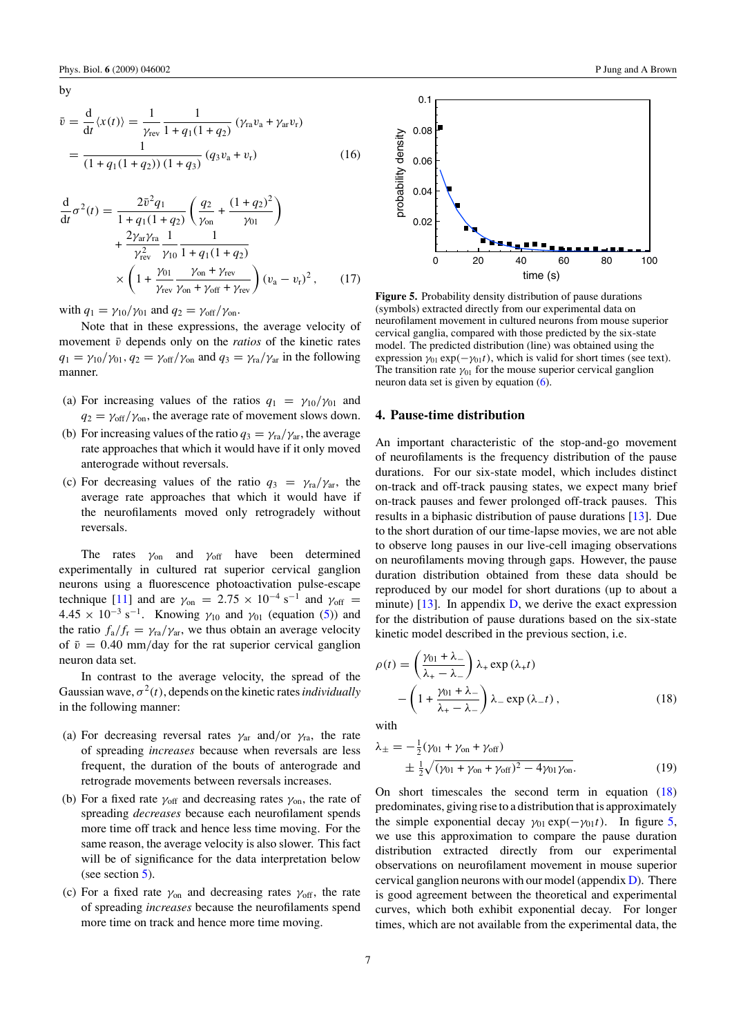by

$$\bar{v} = \frac{\mathrm{d}}{\mathrm{d}t}\langle x(t)\rangle = \frac{1}{\gamma_{\mathrm{rev}}}\frac{1}{1+q_1(1+q_2)}\,(\gamma_{\mathrm{ra}}v_{\mathrm{a}} + \gamma_{\mathrm{ar}}v_{\mathrm{r}})$$
$$= \frac{1}{(1+q_1(1+q_2))\,(1+q_3)}\,(q_3 v_{\mathrm{a}} + v_{\mathrm{r}}) \qquad (16)$$

$$\frac{\mathrm{d}}{\mathrm{d}t}\sigma^2(t) = \frac{2\bar{v}^2 q_1}{1+q_1(1+q_2)}\left(\frac{q_2}{\gamma_{\mathrm{on}}} + \frac{(1+q_2)^2}{\gamma_{01}}\right) + \frac{2\gamma_{\mathrm{ar}}\gamma_{\mathrm{ra}}}{\gamma_{\mathrm{rev}}^2}\frac{1}{\gamma_{10}}\frac{1}{1+q_1(1+q_2)} \times \left(1 + \frac{\gamma_{01}}{\gamma_{\mathrm{rev}}}\frac{\gamma_{\mathrm{on}}+\gamma_{\mathrm{rev}}}{\gamma_{\mathrm{on}}+\gamma_{\mathrm{off}}+\gamma_{\mathrm{rev}}}\right)(v_{\mathrm{a}} - v_{\mathrm{r}})^2, \qquad (17)$$

with $q_1 = \gamma_{10}/\gamma_{01}$ and $q_2 = \gamma_{\mathrm{off}}/\gamma_{\mathrm{on}}$.

Note that in these expressions, the average velocity of movement $\bar{v}$ depends only on the *ratios* of the kinetic rates $q_1 = \gamma_{10}/\gamma_{01}$, $q_2 = \gamma_{\mathrm{off}}/\gamma_{\mathrm{on}}$ and $q_3 = \gamma_{\mathrm{ra}}/\gamma_{\mathrm{ar}}$ in the following manner.

(a) For increasing values of the ratios $q_1 = \gamma_{10}/\gamma_{01}$ and $q_2 = \gamma_{\mathrm{off}}/\gamma_{\mathrm{on}}$, the average rate of movement slows down.
(b) For increasing values of the ratio $q_3 = \gamma_{\mathrm{ra}}/\gamma_{\mathrm{ar}}$, the average rate approaches that which it would have if it only moved anterograde without reversals.
(c) For decreasing values of the ratio $q_3 = \gamma_{\mathrm{ra}}/\gamma_{\mathrm{ar}}$, the average rate approaches that which it would have if the neurofilaments moved only retrogradely without reversals.

The rates $\gamma_{\mathrm{on}}$ and $\gamma_{\mathrm{off}}$ have been determined experimentally in cultured rat superior cervical ganglion neurons using a fluorescence photoactivation pulse-escape technique [11] and are $\gamma_{\mathrm{on}} = 2.75 \times 10^{-4}\ \mathrm{s}^{-1}$ and $\gamma_{\mathrm{off}} = 4.45 \times 10^{-3}\ \mathrm{s}^{-1}$. Knowing $\gamma_{10}$ and $\gamma_{01}$ (equation (5)) and the ratio $f_{\mathrm{a}}/f_{\mathrm{r}} = \gamma_{\mathrm{ra}}/\gamma_{\mathrm{ar}}$, we thus obtain an average velocity of $\bar{v} = 0.40$ mm/day for the rat superior cervical ganglion neuron data set.

In contrast to the average velocity, the spread of the Gaussian wave, $\sigma^2(t)$, depends on the kinetic rates *individually* in the following manner:

(a) For decreasing reversal rates $\gamma_{\mathrm{ar}}$ and/or $\gamma_{\mathrm{ra}}$, the rate of spreading *increases* because when reversals are less frequent, the duration of the bouts of anterograde and retrograde movements between reversals increases.
(b) For a fixed rate $\gamma_{\mathrm{off}}$ and decreasing rates $\gamma_{\mathrm{on}}$, the rate of spreading *decreases* because each neurofilament spends more time off track and hence less time moving. For the same reason, the average velocity is also slower. This fact will be of significance for the data interpretation below (see section 5).
(c) For a fixed rate $\gamma_{\mathrm{on}}$ and decreasing rates $\gamma_{\mathrm{off}}$, the rate of spreading *increases* because the neurofilaments spend more time on track and hence more time moving.

Figure 5. Probability density distribution of pause durations (symbols) extracted directly from our experimental data on neurofilament movement in cultured neurons from mouse superior cervical ganglia, compared with those predicted by the six-state model. The predicted distribution (line) was obtained using the expression $\gamma_{01}\exp(-\gamma_{01}t)$, which is valid for short times (see text). The transition rate $\gamma_{01}$ for the mouse superior cervical ganglion neuron data set is given by equation (6).

## 4. Pause-time distribution

An important characteristic of the stop-and-go movement of neurofilaments is the frequency distribution of the pause durations. For our six-state model, which includes distinct on-track and off-track pausing states, we expect many brief on-track pauses and fewer prolonged off-track pauses. This results in a biphasic distribution of pause durations [13]. Due to the short duration of our time-lapse movies, we are not able to observe long pauses in our live-cell imaging observations on neurofilaments moving through gaps. However, the pause duration distribution obtained from these data should be reproduced by our model for short durations (up to about a minute) [13]. In appendix D, we derive the exact expression for the distribution of pause durations based on the six-state kinetic model described in the previous section, i.e.

$$\rho(t) = \left(\frac{\gamma_{01}+\lambda_-}{\lambda_+ - \lambda_-}\right)\lambda_+ \exp(\lambda_+ t) - \left(1 + \frac{\gamma_{01}+\lambda_-}{\lambda_+ - \lambda_-}\right)\lambda_- \exp(\lambda_- t), \qquad (18)$$

with

$$\lambda_\pm = -\tfrac{1}{2}(\gamma_{01}+\gamma_{\mathrm{on}}+\gamma_{\mathrm{off}}) \pm \tfrac{1}{2}\sqrt{(\gamma_{01}+\gamma_{\mathrm{on}}+\gamma_{\mathrm{off}})^2 - 4\gamma_{01}\gamma_{\mathrm{on}}}. \qquad (19)$$

On short timescales the second term in equation (18) predominates, giving rise to a distribution that is approximately the simple exponential decay $\gamma_{01}\exp(-\gamma_{01}t)$. In figure 5, we use this approximation to compare the pause duration distribution extracted directly from our experimental observations on neurofilament movement in mouse superior cervical ganglion neurons with our model (appendix D). There is good agreement between the theoretical and experimental curves, which both exhibit exponential decay. For longer times, which are not available from the experimental data, the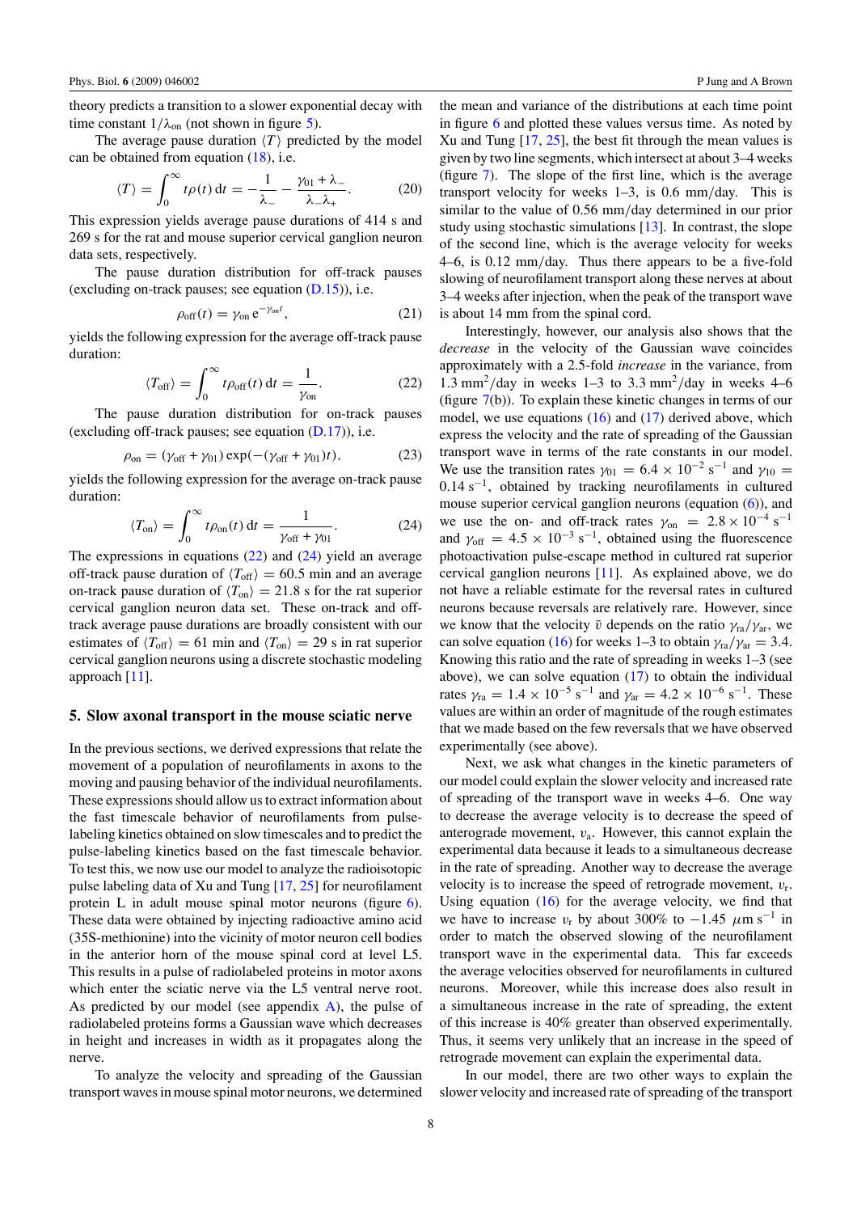theory predicts a transition to a slower exponential decay with time constant $1/\lambda_{on}$ (not shown in figure 5).

The average pause duration $\langle T \rangle$ predicted by the model can be obtained from equation (18), i.e.

$$\langle T \rangle = \int_0^\infty t\rho(t)\,dt = -\frac{1}{\lambda_-} - \frac{\gamma_{01} + \lambda_-}{\lambda_- \lambda_+}. \tag{20}$$

This expression yields average pause durations of 414 s and 269 s for the rat and mouse superior cervical ganglion neuron data sets, respectively.

The pause duration distribution for off-track pauses (excluding on-track pauses; see equation (D.15)), i.e.

$$\rho_{off}(t) = \gamma_{on}\, e^{-\gamma_{on} t}, \tag{21}$$

yields the following expression for the average off-track pause duration:

$$\langle T_{off} \rangle = \int_0^\infty t\rho_{off}(t)\,dt = \frac{1}{\gamma_{on}}. \tag{22}$$

The pause duration distribution for on-track pauses (excluding off-track pauses; see equation (D.17)), i.e.

$$\rho_{on} = (\gamma_{off} + \gamma_{01}) \exp(-(\gamma_{off} + \gamma_{01})t), \tag{23}$$

yields the following expression for the average on-track pause duration:

$$\langle T_{on} \rangle = \int_0^\infty t\rho_{on}(t)\,dt = \frac{1}{\gamma_{off} + \gamma_{01}}. \tag{24}$$

The expressions in equations (22) and (24) yield an average off-track pause duration of $\langle T_{off} \rangle = 60.5$ min and an average on-track pause duration of $\langle T_{on} \rangle = 21.8$ s for the rat superior cervical ganglion neuron data set. These on-track and off-track average pause durations are broadly consistent with our estimates of $\langle T_{off} \rangle = 61$ min and $\langle T_{on} \rangle = 29$ s in rat superior cervical ganglion neurons using a discrete stochastic modeling approach [11].

## 5. Slow axonal transport in the mouse sciatic nerve

In the previous sections, we derived expressions that relate the movement of a population of neurofilaments in axons to the moving and pausing behavior of the individual neurofilaments. These expressions should allow us to extract information about the fast timescale behavior of neurofilaments from pulse-labeling kinetics obtained on slow timescales and to predict the pulse-labeling kinetics based on the fast timescale behavior. To test this, we now use our model to analyze the radioisotopic pulse labeling data of Xu and Tung [17, 25] for neurofilament protein L in adult mouse spinal motor neurons (figure 6). These data were obtained by injecting radioactive amino acid (35S-methionine) into the vicinity of motor neuron cell bodies in the anterior horn of the mouse spinal cord at level L5. This results in a pulse of radiolabeled proteins in motor axons which enter the sciatic nerve via the L5 ventral nerve root. As predicted by our model (see appendix A), the pulse of radiolabeled proteins forms a Gaussian wave which decreases in height and increases in width as it propagates along the nerve.

To analyze the velocity and spreading of the Gaussian transport waves in mouse spinal motor neurons, we determined the mean and variance of the distributions at each time point in figure 6 and plotted these values versus time. As noted by Xu and Tung [17, 25], the best fit through the mean values is given by two line segments, which intersect at about 3–4 weeks (figure 7). The slope of the first line, which is the average transport velocity for weeks 1–3, is 0.6 mm/day. This is similar to the value of 0.56 mm/day determined in our prior study using stochastic simulations [13]. In contrast, the slope of the second line, which is the average velocity for weeks 4–6, is 0.12 mm/day. Thus there appears to be a five-fold slowing of neurofilament transport along these nerves at about 3–4 weeks after injection, when the peak of the transport wave is about 14 mm from the spinal cord.

Interestingly, however, our analysis also shows that the *decrease* in the velocity of the Gaussian wave coincides approximately with a 2.5-fold *increase* in the variance, from 1.3 mm$^2$/day in weeks 1–3 to 3.3 mm$^2$/day in weeks 4–6 (figure 7(b)). To explain these kinetic changes in terms of our model, we use equations (16) and (17) derived above, which express the velocity and the rate of spreading of the Gaussian transport wave in terms of the rate constants in our model. We use the transition rates $\gamma_{01} = 6.4 \times 10^{-2}$ s$^{-1}$ and $\gamma_{10} = 0.14$ s$^{-1}$, obtained by tracking neurofilaments in cultured mouse superior cervical ganglion neurons (equation (6)), and we use the on- and off-track rates $\gamma_{on} = 2.8 \times 10^{-4}$ s$^{-1}$ and $\gamma_{off} = 4.5 \times 10^{-3}$ s$^{-1}$, obtained using the fluorescence photoactivation pulse-escape method in cultured rat superior cervical ganglion neurons [11]. As explained above, we do not have a reliable estimate for the reversal rates in cultured neurons because reversals are relatively rare. However, since we know that the velocity $\bar{v}$ depends on the ratio $\gamma_{ra}/\gamma_{ar}$, we can solve equation (16) for weeks 1–3 to obtain $\gamma_{ra}/\gamma_{ar} = 3.4$. Knowing this ratio and the rate of spreading in weeks 1–3 (see above), we can solve equation (17) to obtain the individual rates $\gamma_{ra} = 1.4 \times 10^{-5}$ s$^{-1}$ and $\gamma_{ar} = 4.2 \times 10^{-6}$ s$^{-1}$. These values are within an order of magnitude of the rough estimates that we made based on the few reversals that we have observed experimentally (see above).

Next, we ask what changes in the kinetic parameters of our model could explain the slower velocity and increased rate of spreading of the transport wave in weeks 4–6. One way to decrease the average velocity is to decrease the speed of anterograde movement, $v_a$. However, this cannot explain the experimental data because it leads to a simultaneous decrease in the rate of spreading. Another way to decrease the average velocity is to increase the speed of retrograde movement, $v_r$. Using equation (16) for the average velocity, we find that we have to increase $v_r$ by about 300% to $-1.45\ \mu$m s$^{-1}$ in order to match the observed slowing of the neurofilament transport wave in the experimental data. This far exceeds the average velocities observed for neurofilaments in cultured neurons. Moreover, while this increase does also result in a simultaneous increase in the rate of spreading, the extent of this increase is 40% greater than observed experimentally. Thus, it seems very unlikely that an increase in the speed of retrograde movement can explain the experimental data.

In our model, there are two other ways to explain the slower velocity and increased rate of spreading of the transport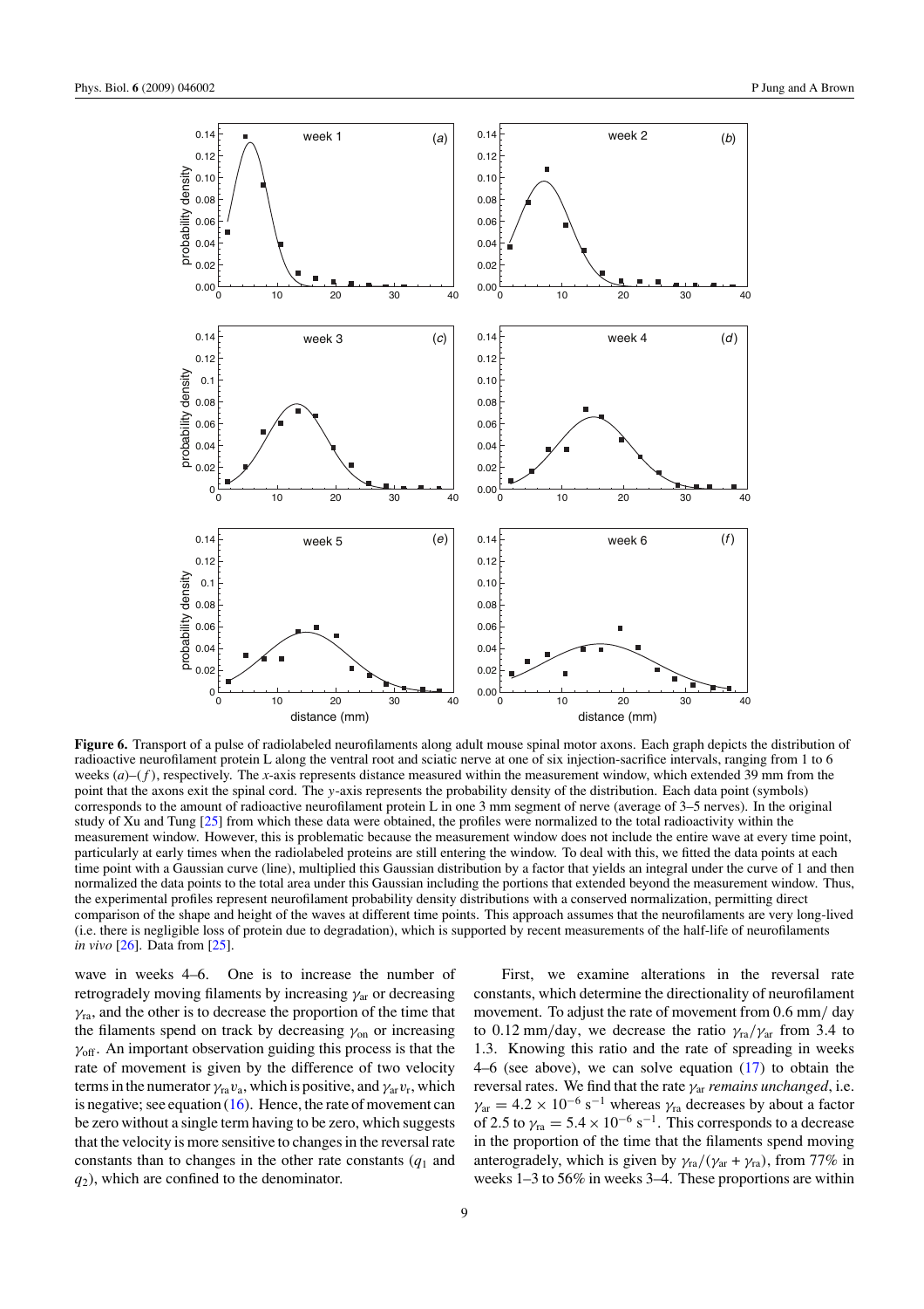**Figure 6.** Transport of a pulse of radiolabeled neurofilaments along adult mouse spinal motor axons. Each graph depicts the distribution of radioactive neurofilament protein L along the ventral root and sciatic nerve at one of six injection-sacrifice intervals, ranging from 1 to 6 weeks (*a*)–(*f*), respectively. The *x*-axis represents distance measured within the measurement window, which extended 39 mm from the point that the axons exit the spinal cord. The *y*-axis represents the probability density of the distribution. Each data point (symbols) corresponds to the amount of radioactive neurofilament protein L in one 3 mm segment of nerve (average of 3–5 nerves). In the original study of Xu and Tung [25] from which these data were obtained, the profiles were normalized to the total radioactivity within the measurement window. However, this is problematic because the measurement window does not include the entire wave at every time point, particularly at early times when the radiolabeled proteins are still entering the window. To deal with this, we fitted the data points at each time point with a Gaussian curve (line), multiplied this Gaussian distribution by a factor that yields an integral under the curve of 1 and then normalized the data points to the total area under this Gaussian including the portions that extended beyond the measurement window. Thus, the experimental profiles represent neurofilament probability density distributions with a conserved normalization, permitting direct comparison of the shape and height of the waves at different time points. This approach assumes that the neurofilaments are very long-lived (i.e. there is negligible loss of protein due to degradation), which is supported by recent measurements of the half-life of neurofilaments *in vivo* [26]. Data from [25].

wave in weeks 4–6. One is to increase the number of retrogradely moving filaments by increasing $\gamma_{\mathrm{ar}}$ or decreasing $\gamma_{\mathrm{ra}}$, and the other is to decrease the proportion of the time that the filaments spend on track by decreasing $\gamma_{\mathrm{on}}$ or increasing $\gamma_{\mathrm{off}}$. An important observation guiding this process is that the rate of movement is given by the difference of two velocity terms in the numerator $\gamma_{\mathrm{ra}} v_{\mathrm{a}}$, which is positive, and $\gamma_{\mathrm{ar}} v_{\mathrm{r}}$, which is negative; see equation (16). Hence, the rate of movement can be zero without a single term having to be zero, which suggests that the velocity is more sensitive to changes in the reversal rate constants than to changes in the other rate constants ($q_1$ and $q_2$), which are confined to the denominator.

First, we examine alterations in the reversal rate constants, which determine the directionality of neurofilament movement. To adjust the rate of movement from 0.6 mm/ day to 0.12 mm/day, we decrease the ratio $\gamma_{\mathrm{ra}}/\gamma_{\mathrm{ar}}$ from 3.4 to 1.3. Knowing this ratio and the rate of spreading in weeks 4–6 (see above), we can solve equation (17) to obtain the reversal rates. We find that the rate $\gamma_{\mathrm{ar}}$ *remains unchanged*, i.e. $\gamma_{\mathrm{ar}} = 4.2 \times 10^{-6}\ \mathrm{s}^{-1}$ whereas $\gamma_{\mathrm{ra}}$ decreases by about a factor of 2.5 to $\gamma_{\mathrm{ra}} = 5.4 \times 10^{-6}\ \mathrm{s}^{-1}$. This corresponds to a decrease in the proportion of the time that the filaments spend moving anterogradely, which is given by $\gamma_{\mathrm{ra}}/(\gamma_{\mathrm{ar}} + \gamma_{\mathrm{ra}})$, from 77% in weeks 1–3 to 56% in weeks 3–4. These proportions are within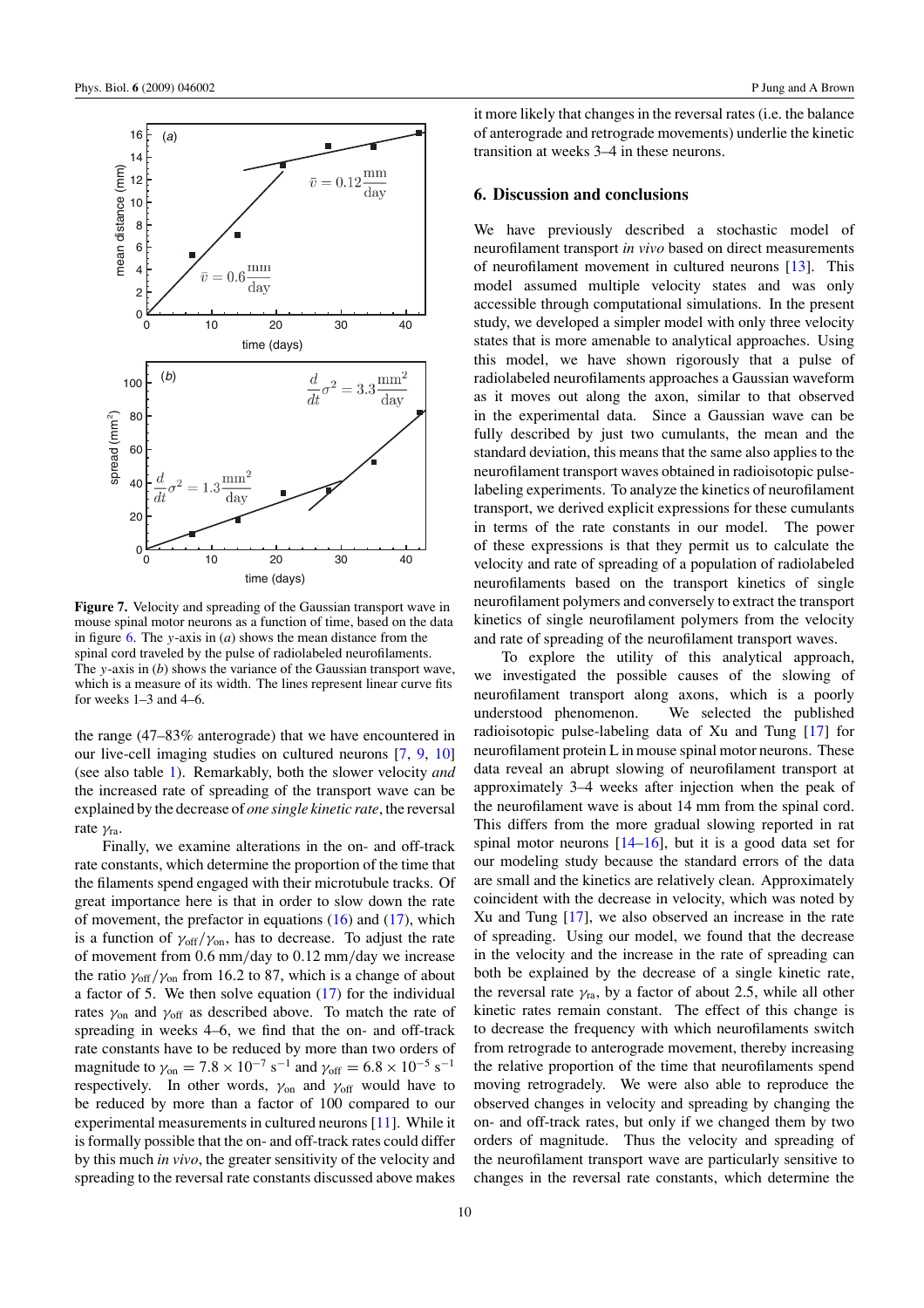**Figure 7.** Velocity and spreading of the Gaussian transport wave in mouse spinal motor neurons as a function of time, based on the data in figure 6. The $y$-axis in (*a*) shows the mean distance from the spinal cord traveled by the pulse of radiolabeled neurofilaments. The $y$-axis in (*b*) shows the variance of the Gaussian transport wave, which is a measure of its width. The lines represent linear curve fits for weeks 1–3 and 4–6.

the range (47–83% anterograde) that we have encountered in our live-cell imaging studies on cultured neurons [7, 9, 10] (see also table 1). Remarkably, both the slower velocity *and* the increased rate of spreading of the transport wave can be explained by the decrease of *one single kinetic rate*, the reversal rate $\gamma_{\text{ra}}$.

Finally, we examine alterations in the on- and off-track rate constants, which determine the proportion of the time that the filaments spend engaged with their microtubule tracks. Of great importance here is that in order to slow down the rate of movement, the prefactor in equations (16) and (17), which is a function of $\gamma_{\text{off}}/\gamma_{\text{on}}$, has to decrease. To adjust the rate of movement from 0.6 mm/day to 0.12 mm/day we increase the ratio $\gamma_{\text{off}}/\gamma_{\text{on}}$ from 16.2 to 87, which is a change of about a factor of 5. We then solve equation (17) for the individual rates $\gamma_{\text{on}}$ and $\gamma_{\text{off}}$ as described above. To match the rate of spreading in weeks 4–6, we find that the on- and off-track rate constants have to be reduced by more than two orders of magnitude to $\gamma_{\text{on}} = 7.8 \times 10^{-7}\ \text{s}^{-1}$ and $\gamma_{\text{off}} = 6.8 \times 10^{-5}\ \text{s}^{-1}$ respectively. In other words, $\gamma_{\text{on}}$ and $\gamma_{\text{off}}$ would have to be reduced by more than a factor of 100 compared to our experimental measurements in cultured neurons [11]. While it is formally possible that the on- and off-track rates could differ by this much *in vivo*, the greater sensitivity of the velocity and spreading to the reversal rate constants discussed above makes it more likely that changes in the reversal rates (i.e. the balance of anterograde and retrograde movements) underlie the kinetic transition at weeks 3–4 in these neurons.

## 6. Discussion and conclusions

We have previously described a stochastic model of neurofilament transport *in vivo* based on direct measurements of neurofilament movement in cultured neurons [13]. This model assumed multiple velocity states and was only accessible through computational simulations. In the present study, we developed a simpler model with only three velocity states that is more amenable to analytical approaches. Using this model, we have shown rigorously that a pulse of radiolabeled neurofilaments approaches a Gaussian waveform as it moves out along the axon, similar to that observed in the experimental data. Since a Gaussian wave can be fully described by just two cumulants, the mean and the standard deviation, this means that the same also applies to the neurofilament transport waves obtained in radioisotopic pulse-labeling experiments. To analyze the kinetics of neurofilament transport, we derived explicit expressions for these cumulants in terms of the rate constants in our model. The power of these expressions is that they permit us to calculate the velocity and rate of spreading of a population of radiolabeled neurofilaments based on the transport kinetics of single neurofilament polymers and conversely to extract the transport kinetics of single neurofilament polymers from the velocity and rate of spreading of the neurofilament transport waves.

To explore the utility of this analytical approach, we investigated the possible causes of the slowing of neurofilament transport along axons, which is a poorly understood phenomenon. We selected the published radioisotopic pulse-labeling data of Xu and Tung [17] for neurofilament protein L in mouse spinal motor neurons. These data reveal an abrupt slowing of neurofilament transport at approximately 3–4 weeks after injection when the peak of the neurofilament wave is about 14 mm from the spinal cord. This differs from the more gradual slowing reported in rat spinal motor neurons [14–16], but it is a good data set for our modeling study because the standard errors of the data are small and the kinetics are relatively clean. Approximately coincident with the decrease in velocity, which was noted by Xu and Tung [17], we also observed an increase in the rate of spreading. Using our model, we found that the decrease in the velocity and the increase in the rate of spreading can both be explained by the decrease of a single kinetic rate, the reversal rate $\gamma_{\text{ra}}$, by a factor of about 2.5, while all other kinetic rates remain constant. The effect of this change is to decrease the frequency with which neurofilaments switch from retrograde to anterograde movement, thereby increasing the relative proportion of the time that neurofilaments spend moving retrogradely. We were also able to reproduce the observed changes in velocity and spreading by changing the on- and off-track rates, but only if we changed them by two orders of magnitude. Thus the velocity and spreading of the neurofilament transport wave are particularly sensitive to changes in the reversal rate constants, which determine the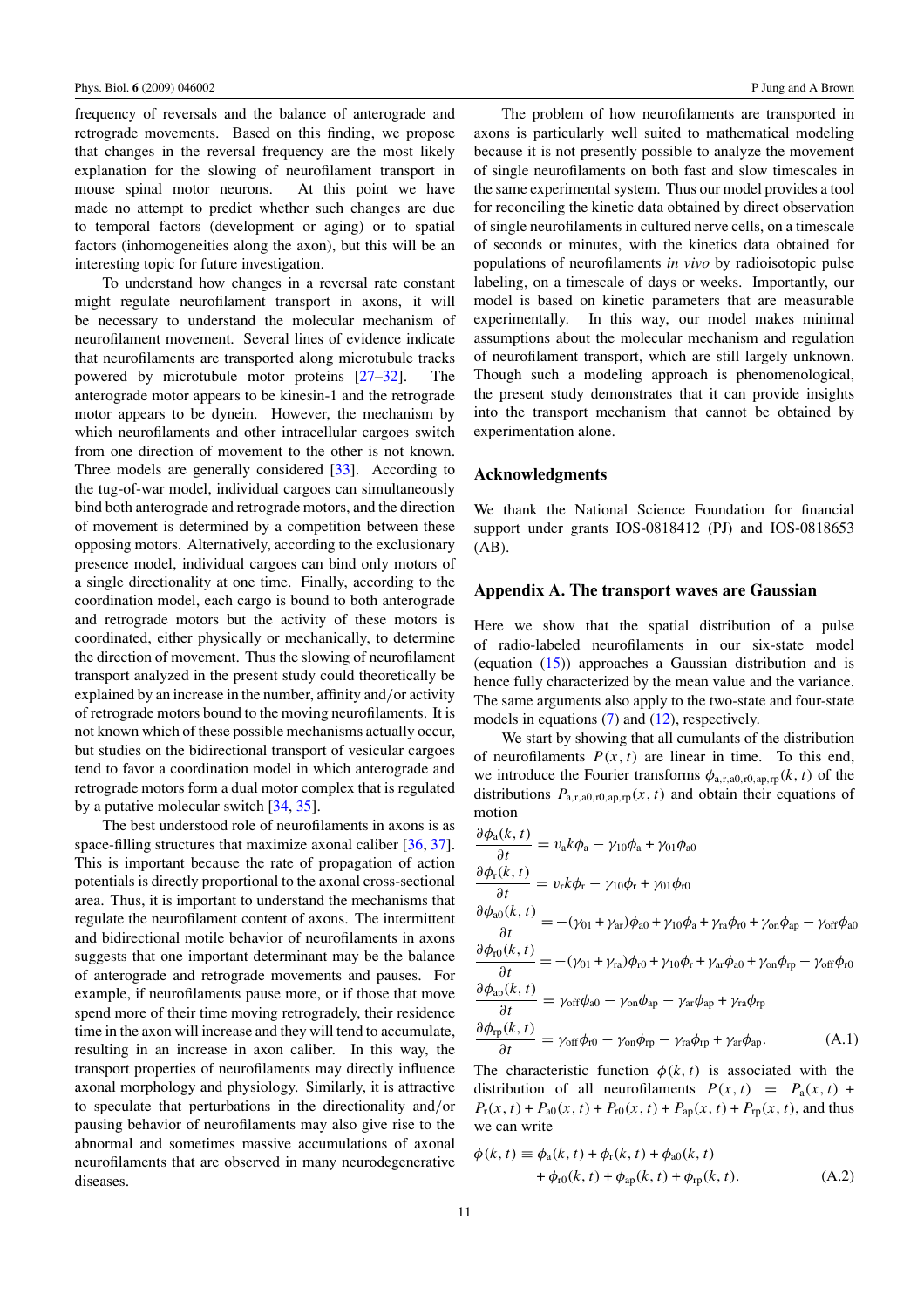frequency of reversals and the balance of anterograde and retrograde movements. Based on this finding, we propose that changes in the reversal frequency are the most likely explanation for the slowing of neurofilament transport in mouse spinal motor neurons. At this point we have made no attempt to predict whether such changes are due to temporal factors (development or aging) or to spatial factors (inhomogeneities along the axon), but this will be an interesting topic for future investigation.

To understand how changes in a reversal rate constant might regulate neurofilament transport in axons, it will be necessary to understand the molecular mechanism of neurofilament movement. Several lines of evidence indicate that neurofilaments are transported along microtubule tracks powered by microtubule motor proteins [27–32]. The anterograde motor appears to be kinesin-1 and the retrograde motor appears to be dynein. However, the mechanism by which neurofilaments and other intracellular cargoes switch from one direction of movement to the other is not known. Three models are generally considered [33]. According to the tug-of-war model, individual cargoes can simultaneously bind both anterograde and retrograde motors, and the direction of movement is determined by a competition between these opposing motors. Alternatively, according to the exclusionary presence model, individual cargoes can bind only motors of a single directionality at one time. Finally, according to the coordination model, each cargo is bound to both anterograde and retrograde motors but the activity of these motors is coordinated, either physically or mechanically, to determine the direction of movement. Thus the slowing of neurofilament transport analyzed in the present study could theoretically be explained by an increase in the number, affinity and/or activity of retrograde motors bound to the moving neurofilaments. It is not known which of these possible mechanisms actually occur, but studies on the bidirectional transport of vesicular cargoes tend to favor a coordination model in which anterograde and retrograde motors form a dual motor complex that is regulated by a putative molecular switch [34, 35].

The best understood role of neurofilaments in axons is as space-filling structures that maximize axonal caliber [36, 37]. This is important because the rate of propagation of action potentials is directly proportional to the axonal cross-sectional area. Thus, it is important to understand the mechanisms that regulate the neurofilament content of axons. The intermittent and bidirectional motile behavior of neurofilaments in axons suggests that one important determinant may be the balance of anterograde and retrograde movements and pauses. For example, if neurofilaments pause more, or if those that move spend more of their time moving retrogradely, their residence time in the axon will increase and they will tend to accumulate, resulting in an increase in axon caliber. In this way, the transport properties of neurofilaments may directly influence axonal morphology and physiology. Similarly, it is attractive to speculate that perturbations in the directionality and/or pausing behavior of neurofilaments may also give rise to the abnormal and sometimes massive accumulations of axonal neurofilaments that are observed in many neurodegenerative diseases.

The problem of how neurofilaments are transported in axons is particularly well suited to mathematical modeling because it is not presently possible to analyze the movement of single neurofilaments on both fast and slow timescales in the same experimental system. Thus our model provides a tool for reconciling the kinetic data obtained by direct observation of single neurofilaments in cultured nerve cells, on a timescale of seconds or minutes, with the kinetics data obtained for populations of neurofilaments *in vivo* by radioisotopic pulse labeling, on a timescale of days or weeks. Importantly, our model is based on kinetic parameters that are measurable experimentally. In this way, our model makes minimal assumptions about the molecular mechanism and regulation of neurofilament transport, which are still largely unknown. Though such a modeling approach is phenomenological, the present study demonstrates that it can provide insights into the transport mechanism that cannot be obtained by experimentation alone.

## Acknowledgments

We thank the National Science Foundation for financial support under grants IOS-0818412 (PJ) and IOS-0818653 (AB).

## Appendix A. The transport waves are Gaussian

Here we show that the spatial distribution of a pulse of radio-labeled neurofilaments in our six-state model (equation (15)) approaches a Gaussian distribution and is hence fully characterized by the mean value and the variance. The same arguments also apply to the two-state and four-state models in equations (7) and (12), respectively.

We start by showing that all cumulants of the distribution of neurofilaments $P(x,t)$ are linear in time. To this end, we introduce the Fourier transforms $\phi_{\mathrm{a,r,a0,r0,ap,rp}}(k,t)$ of the distributions $P_{\mathrm{a,r,a0,r0,ap,rp}}(x,t)$ and obtain their equations of motion

$$
\begin{aligned}
\frac{\partial \phi_{\mathrm{a}}(k,t)}{\partial t} &= v_{\mathrm{a}} k \phi_{\mathrm{a}} - \gamma_{10}\phi_{\mathrm{a}} + \gamma_{01}\phi_{\mathrm{a0}} \\
\frac{\partial \phi_{\mathrm{r}}(k,t)}{\partial t} &= v_{\mathrm{r}} k \phi_{\mathrm{r}} - \gamma_{10}\phi_{\mathrm{r}} + \gamma_{01}\phi_{\mathrm{r0}} \\
\frac{\partial \phi_{\mathrm{a0}}(k,t)}{\partial t} &= -(\gamma_{01}+\gamma_{\mathrm{ar}})\phi_{\mathrm{a0}} + \gamma_{10}\phi_{\mathrm{a}} + \gamma_{\mathrm{ra}}\phi_{\mathrm{r0}} + \gamma_{\mathrm{on}}\phi_{\mathrm{ap}} - \gamma_{\mathrm{off}}\phi_{\mathrm{a0}} \\
\frac{\partial \phi_{\mathrm{r0}}(k,t)}{\partial t} &= -(\gamma_{01}+\gamma_{\mathrm{ra}})\phi_{\mathrm{r0}} + \gamma_{10}\phi_{\mathrm{r}} + \gamma_{\mathrm{ar}}\phi_{\mathrm{a0}} + \gamma_{\mathrm{on}}\phi_{\mathrm{rp}} - \gamma_{\mathrm{off}}\phi_{\mathrm{r0}} \\
\frac{\partial \phi_{\mathrm{ap}}(k,t)}{\partial t} &= \gamma_{\mathrm{off}}\phi_{\mathrm{a0}} - \gamma_{\mathrm{on}}\phi_{\mathrm{ap}} - \gamma_{\mathrm{ar}}\phi_{\mathrm{ap}} + \gamma_{\mathrm{ra}}\phi_{\mathrm{rp}} \\
\frac{\partial \phi_{\mathrm{rp}}(k,t)}{\partial t} &= \gamma_{\mathrm{off}}\phi_{\mathrm{r0}} - \gamma_{\mathrm{on}}\phi_{\mathrm{rp}} - \gamma_{\mathrm{ra}}\phi_{\mathrm{rp}} + \gamma_{\mathrm{ar}}\phi_{\mathrm{ap}}.
\end{aligned}
\tag{A.1}
$$

The characteristic function $\phi(k,t)$ is associated with the distribution of all neurofilaments $P(x,t) = P_{\mathrm{a}}(x,t) + P_{\mathrm{r}}(x,t) + P_{\mathrm{a0}}(x,t) + P_{\mathrm{r0}}(x,t) + P_{\mathrm{ap}}(x,t) + P_{\mathrm{rp}}(x,t)$, and thus we can write

$$
\begin{aligned}
\phi(k,t) \equiv\; & \phi_{\mathrm{a}}(k,t) + \phi_{\mathrm{r}}(k,t) + \phi_{\mathrm{a0}}(k,t) \\
& + \phi_{\mathrm{r0}}(k,t) + \phi_{\mathrm{ap}}(k,t) + \phi_{\mathrm{rp}}(k,t).
\end{aligned}
\tag{A.2}
$$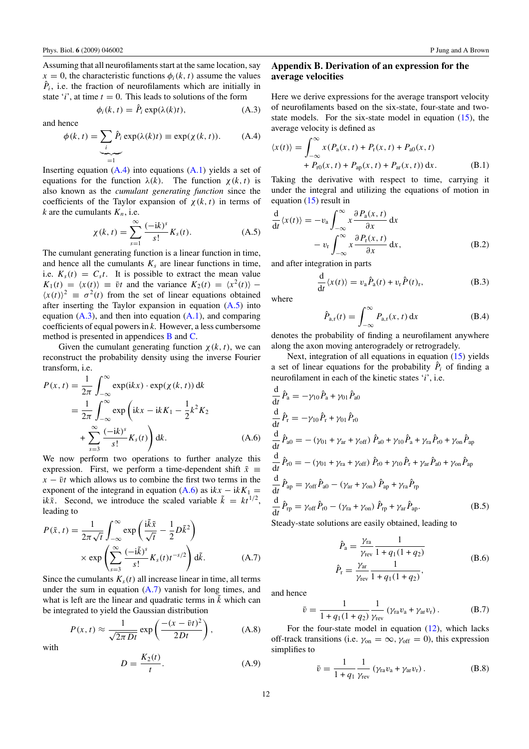Assuming that all neurofilaments start at the same location, say $x = 0$, the characteristic functions $\phi_i(k, t)$ assume the values $\hat{P}_i$, i.e. the fraction of neurofilaments which are initially in state '$i$', at time $t = 0$. This leads to solutions of the form

$$\phi_i(k, t) = \hat{P}_i \exp(\lambda(k)t), \tag{A.3}$$

and hence

$$\phi(k, t) = \underbrace{\sum_i \hat{P}_i}_{=1} \exp(\lambda(k)t) \equiv \exp(\chi(k, t)). \tag{A.4}$$

Inserting equation (A.4) into equations (A.1) yields a set of equations for the function $\lambda(k)$. The function $\chi(k, t)$ is also known as the *cumulant generating function* since the coefficients of the Taylor expansion of $\chi(k, t)$ in terms of $k$ are the cumulants $K_n$, i.e.

$$\chi(k, t) = \sum_{s=1}^{\infty} \frac{(-\mathrm{i}k)^s}{s!} K_s(t). \tag{A.5}$$

The cumulant generating function is a linear function in time, and hence all the cumulants $K_s$ are linear functions in time, i.e. $K_s(t) = C_s t$. It is possible to extract the mean value $K_1(t) = \langle x(t)\rangle \equiv \bar{v}t$ and the variance $K_2(t) = \langle x^2(t)\rangle - \langle x(t)\rangle^2 \equiv \sigma^2(t)$ from the set of linear equations obtained after inserting the Taylor expansion in equation (A.5) into equation (A.3), and then into equation (A.1), and comparing coefficients of equal powers in $k$. However, a less cumbersome method is presented in appendices B and C.

Given the cumulant generating function $\chi(k, t)$, we can reconstruct the probability density using the inverse Fourier transform, i.e.

$$\begin{aligned} P(x, t) &= \frac{1}{2\pi} \int_{-\infty}^{\infty} \exp(\mathrm{i}kx) \cdot \exp(\chi(k, t))\, \mathrm{d}k \\ &= \frac{1}{2\pi} \int_{-\infty}^{\infty} \exp\left(\mathrm{i}kx - \mathrm{i}kK_1 - \frac{1}{2}k^2 K_2 \right. \\ &\quad \left. + \sum_{s=3}^{\infty} \frac{(-\mathrm{i}k)^s}{s!} K_s(t)\right) \mathrm{d}k. \end{aligned} \tag{A.6}$$

We now perform two operations to further analyze this expression. First, we perform a time-dependent shift $\tilde{x} \equiv x - \bar{v}t$ which allows us to combine the first two terms in the exponent of the integrand in equation (A.6) as $\mathrm{i}kx - \mathrm{i}kK_1 = \mathrm{i}k\tilde{x}$. Second, we introduce the scaled variable $\tilde{k} = kt^{1/2}$, leading to

$$\begin{aligned} P(\tilde{x}, t) &= \frac{1}{2\pi\sqrt{t}} \int_{-\infty}^{\infty} \exp\left(\frac{\mathrm{i}\tilde{k}\tilde{x}}{\sqrt{t}} - \frac{1}{2}D\tilde{k}^2\right) \\ &\quad \times \exp\left(\sum_{s=3}^{\infty} \frac{(-\mathrm{i}\tilde{k})^s}{s!} K_s(t) t^{-s/2}\right) \mathrm{d}\tilde{k}. \end{aligned} \tag{A.7}$$

Since the cumulants $K_s(t)$ all increase linear in time, all terms under the sum in equation (A.7) vanish for long times, and what is left are the linear and quadratic terms in $\tilde{k}$ which can be integrated to yield the Gaussian distribution

$$P(x, t) \approx \frac{1}{\sqrt{2\pi Dt}} \exp\left(\frac{-(x - \bar{v}t)^2}{2Dt}\right), \tag{A.8}$$

with

$$D = \frac{K_2(t)}{t}. \tag{A.9}$$

## Appendix B. Derivation of an expression for the average velocities

Here we derive expressions for the average transport velocity of neurofilaments based on the six-state, four-state and two-state models. For the six-state model in equation (15), the average velocity is defined as

$$\begin{aligned} \langle x(t)\rangle = \int_{-\infty}^{\infty} & x\,(P_\mathrm{a}(x, t) + P_\mathrm{r}(x, t) + P_{\mathrm{a}0}(x, t) \\ & + P_{\mathrm{r}0}(x, t) + P_\mathrm{ap}(x, t) + P_\mathrm{ar}(x, t))\, \mathrm{d}x. \end{aligned} \tag{B.1}$$

Taking the derivative with respect to time, carrying it under the integral and utilizing the equations of motion in equation (15) result in

$$\begin{aligned} \frac{\mathrm{d}}{\mathrm{d}t}\langle x(t)\rangle &= -v_\mathrm{a} \int_{-\infty}^{\infty} x \frac{\partial P_\mathrm{a}(x, t)}{\partial x}\, \mathrm{d}x \\ &\quad - v_\mathrm{r} \int_{-\infty}^{\infty} x \frac{\partial P_\mathrm{r}(x, t)}{\partial x}\, \mathrm{d}x, \end{aligned} \tag{B.2}$$

and after integration in parts

$$\frac{\mathrm{d}}{\mathrm{d}t}\langle x(t)\rangle = v_\mathrm{a} \hat{P}_\mathrm{a}(t) + v_\mathrm{r} \hat{P}(t)_\mathrm{r}, \tag{B.3}$$

where

$$\hat{P}_{\mathrm{a,r}}(t) = \int_{-\infty}^{\infty} P_{\mathrm{a,r}}(x, t)\, \mathrm{d}x \tag{B.4}$$

denotes the probability of finding a neurofilament anywhere along the axon moving anterogradely or retrogradely.

Next, integration of all equations in equation (15) yields a set of linear equations for the probability $\hat{P}_i$ of finding a neurofilament in each of the kinetic states '$i$', i.e.

$$\begin{aligned} \frac{\mathrm{d}}{\mathrm{d}t}\hat{P}_\mathrm{a} &= -\gamma_{10}\hat{P}_\mathrm{a} + \gamma_{01}\hat{P}_{\mathrm{a}0} \\ \frac{\mathrm{d}}{\mathrm{d}t}\hat{P}_\mathrm{r} &= -\gamma_{10}\hat{P}_\mathrm{r} + \gamma_{01}\hat{P}_{\mathrm{r}0} \\ \frac{\mathrm{d}}{\mathrm{d}t}\hat{P}_{\mathrm{a}0} &= -(\gamma_{01} + \gamma_\mathrm{ar} + \gamma_\mathrm{off})\,\hat{P}_{\mathrm{a}0} + \gamma_{10}\hat{P}_\mathrm{a} + \gamma_\mathrm{ra}\hat{P}_{\mathrm{r}0} + \gamma_\mathrm{on}\hat{P}_\mathrm{ap} \\ \frac{\mathrm{d}}{\mathrm{d}t}\hat{P}_{\mathrm{r}0} &= -(\gamma_{01} + \gamma_\mathrm{ra} + \gamma_\mathrm{off})\,\hat{P}_{\mathrm{r}0} + \gamma_{10}\hat{P}_\mathrm{r} + \gamma_\mathrm{ar}\hat{P}_{\mathrm{a}0} + \gamma_\mathrm{on}\hat{P}_\mathrm{ap} \\ \frac{\mathrm{d}}{\mathrm{d}t}\hat{P}_\mathrm{ap} &= \gamma_\mathrm{off}\hat{P}_{\mathrm{a}0} - (\gamma_\mathrm{ar} + \gamma_\mathrm{on})\,\hat{P}_\mathrm{ap} + \gamma_\mathrm{ra}\hat{P}_\mathrm{rp} \\ \frac{\mathrm{d}}{\mathrm{d}t}\hat{P}_\mathrm{rp} &= \gamma_\mathrm{off}\hat{P}_{\mathrm{r}0} - (\gamma_\mathrm{ra} + \gamma_\mathrm{on})\,\hat{P}_\mathrm{rp} + \gamma_\mathrm{ar}\hat{P}_\mathrm{ap}. \end{aligned} \tag{B.5}$$

Steady-state solutions are easily obtained, leading to

$$\begin{aligned} \hat{P}_\mathrm{a} &= \frac{\gamma_\mathrm{ra}}{\gamma_\mathrm{rev}} \frac{1}{1 + q_1(1 + q_2)} \\ \hat{P}_\mathrm{r} &= \frac{\gamma_\mathrm{ar}}{\gamma_\mathrm{rev}} \frac{1}{1 + q_1(1 + q_2)}, \end{aligned} \tag{B.6}$$

and hence

$$\bar{v} = \frac{1}{1 + q_1(1 + q_2)} \frac{1}{\gamma_\mathrm{rev}} (\gamma_\mathrm{ra} v_\mathrm{a} + \gamma_\mathrm{ar} v_\mathrm{r}). \tag{B.7}$$

For the four-state model in equation (12), which lacks off-track transitions (i.e. $\gamma_\mathrm{on} = \infty$, $\gamma_\mathrm{off} = 0$), this expression simplifies to

$$\bar{v} = \frac{1}{1 + q_1} \frac{1}{\gamma_\mathrm{rev}} (\gamma_\mathrm{ra} v_\mathrm{a} + \gamma_\mathrm{ar} v_\mathrm{r}). \tag{B.8}$$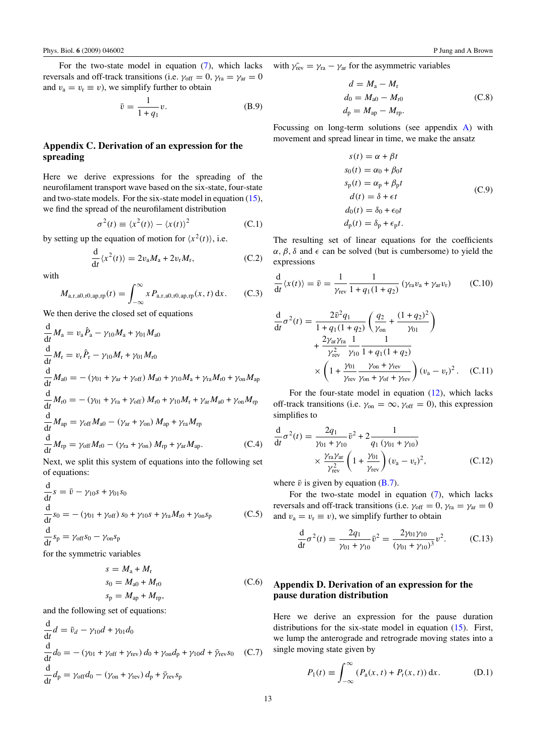For the two-state model in equation (7), which lacks reversals and off-track transitions (i.e. $\gamma_{\mathrm{off}} = 0$, $\gamma_{\mathrm{ra}} = \gamma_{\mathrm{ar}} = 0$ and $v_{\mathrm{a}} = v_{\mathrm{r}} \equiv v$), we simplify further to obtain

$$\bar{v} = \frac{1}{1 + q_1} v. \tag{B.9}$$

## Appendix C. Derivation of an expression for the spreading

Here we derive expressions for the spreading of the neurofilament transport wave based on the six-state, four-state and two-state models. For the six-state model in equation (15), we find the spread of the neurofilament distribution

$$\sigma^2(t) \equiv \langle x^2(t)\rangle - \langle x(t)\rangle^2 \tag{C.1}$$

by setting up the equation of motion for $\langle x^2(t)\rangle$, i.e.

$$\frac{\mathrm{d}}{\mathrm{d}t}\langle x^2(t)\rangle = 2v_{\mathrm{a}}M_{\mathrm{a}} + 2v_{\mathrm{r}}M_{\mathrm{r}}, \tag{C.2}$$

with

$$M_{\mathrm{a,r,a0,r0,ap,rp}}(t) = \int_{-\infty}^{\infty} x\, P_{\mathrm{a,r,a0,r0,ap,rp}}(x,t)\,\mathrm{d}x. \tag{C.3}$$

We then derive the closed set of equations

$$
\begin{aligned}
\frac{\mathrm{d}}{\mathrm{d}t}M_{\mathrm{a}} &= v_{\mathrm{a}}\hat{P}_{\mathrm{a}} - \gamma_{10}M_{\mathrm{a}} + \gamma_{01}M_{\mathrm{a}0}\\
\frac{\mathrm{d}}{\mathrm{d}t}M_{\mathrm{r}} &= v_{\mathrm{r}}\hat{P}_{\mathrm{r}} - \gamma_{10}M_{\mathrm{r}} + \gamma_{01}M_{\mathrm{r}0}\\
\frac{\mathrm{d}}{\mathrm{d}t}M_{\mathrm{a}0} &= -\left(\gamma_{01} + \gamma_{\mathrm{ar}} + \gamma_{\mathrm{off}}\right)M_{\mathrm{a}0} + \gamma_{10}M_{\mathrm{a}} + \gamma_{\mathrm{ra}}M_{\mathrm{r}0} + \gamma_{\mathrm{on}}M_{\mathrm{ap}}\\
\frac{\mathrm{d}}{\mathrm{d}t}M_{\mathrm{r}0} &= -\left(\gamma_{01} + \gamma_{\mathrm{ra}} + \gamma_{\mathrm{off}}\right)M_{\mathrm{r}0} + \gamma_{10}M_{\mathrm{r}} + \gamma_{\mathrm{ar}}M_{\mathrm{a}0} + \gamma_{\mathrm{on}}M_{\mathrm{rp}}\\
\frac{\mathrm{d}}{\mathrm{d}t}M_{\mathrm{ap}} &= \gamma_{\mathrm{off}}M_{\mathrm{a}0} - \left(\gamma_{\mathrm{ar}} + \gamma_{\mathrm{on}}\right)M_{\mathrm{ap}} + \gamma_{\mathrm{ra}}M_{\mathrm{rp}}\\
\frac{\mathrm{d}}{\mathrm{d}t}M_{\mathrm{rp}} &= \gamma_{\mathrm{off}}M_{\mathrm{r}0} - \left(\gamma_{\mathrm{ra}} + \gamma_{\mathrm{on}}\right)M_{\mathrm{rp}} + \gamma_{\mathrm{ar}}M_{\mathrm{ap}}.
\end{aligned} \tag{C.4}
$$

Next, we split this system of equations into the following set of equations:

$$
\begin{aligned}
\frac{\mathrm{d}}{\mathrm{d}t}s &= \bar{v} - \gamma_{10}s + \gamma_{01}s_0\\
\frac{\mathrm{d}}{\mathrm{d}t}s_0 &= -\left(\gamma_{01} + \gamma_{\mathrm{off}}\right)s_0 + \gamma_{10}s + \gamma_{\mathrm{ra}}M_{\mathrm{r}0} + \gamma_{\mathrm{on}}s_{\mathrm{p}}\\
\frac{\mathrm{d}}{\mathrm{d}t}s_{\mathrm{p}} &= \gamma_{\mathrm{off}}s_0 - \gamma_{\mathrm{on}}s_{\mathrm{p}}
\end{aligned} \tag{C.5}
$$

for the symmetric variables

$$
\begin{aligned}
s &= M_{\mathrm{a}} + M_{\mathrm{r}}\\
s_0 &= M_{\mathrm{a}0} + M_{\mathrm{r}0}\\
s_{\mathrm{p}} &= M_{\mathrm{ap}} + M_{\mathrm{rp}},
\end{aligned} \tag{C.6}
$$

and the following set of equations:

$$
\begin{aligned}
\frac{\mathrm{d}}{\mathrm{d}t}d &= \bar{v}_d - \gamma_{10}d + \gamma_{01}d_0\\
\frac{\mathrm{d}}{\mathrm{d}t}d_0 &= -\left(\gamma_{01} + \gamma_{\mathrm{off}} + \gamma_{\mathrm{rev}}\right)d_0 + \gamma_{\mathrm{on}}d_{\mathrm{p}} + \gamma_{10}d + \bar{\gamma}_{\mathrm{rev}}s_0\\
\frac{\mathrm{d}}{\mathrm{d}t}d_{\mathrm{p}} &= \gamma_{\mathrm{off}}d_0 - \left(\gamma_{\mathrm{on}} + \gamma_{\mathrm{rev}}\right)d_{\mathrm{p}} + \bar{\gamma}_{\mathrm{rev}}s_{\mathrm{p}}
\end{aligned} \tag{C.7}
$$

with $\bar{\gamma_{\mathrm{rev}}} = \gamma_{\mathrm{ra}} - \gamma_{\mathrm{ar}}$ for the asymmetric variables

$$
\begin{aligned}
d &= M_{\mathrm{a}} - M_{\mathrm{r}}\\
d_0 &= M_{\mathrm{a}0} - M_{\mathrm{r}0}\\
d_{\mathrm{p}} &= M_{\mathrm{ap}} - M_{\mathrm{rp}}.
\end{aligned} \tag{C.8}
$$

Focussing on long-term solutions (see appendix A) with movement and spread linear in time, we make the ansatz

$$
\begin{aligned}
s(t) &= \alpha + \beta t\\
s_0(t) &= \alpha_0 + \beta_0 t\\
s_{\mathrm{p}}(t) &= \alpha_{\mathrm{p}} + \beta_{\mathrm{p}} t\\
d(t) &= \delta + \epsilon t\\
d_0(t) &= \delta_0 + \epsilon_0 t\\
d_{\mathrm{p}}(t) &= \delta_{\mathrm{p}} + \epsilon_{\mathrm{p}} t.
\end{aligned} \tag{C.9}
$$

The resulting set of linear equations for the coefficients $\alpha$, $\beta$, $\delta$ and $\epsilon$ can be solved (but is cumbersome) to yield the expressions

$$\frac{\mathrm{d}}{\mathrm{d}t}\langle x(t)\rangle = \bar{v} = \frac{1}{\gamma_{\mathrm{rev}}}\frac{1}{1 + q_1(1+q_2)}\left(\gamma_{\mathrm{ra}}v_{\mathrm{a}} + \gamma_{\mathrm{ar}}v_{\mathrm{r}}\right) \tag{C.10}$$

$$
\begin{aligned}
\frac{\mathrm{d}}{\mathrm{d}t}\sigma^2(t) = {} & \frac{2\bar{v}^2 q_1}{1 + q_1(1+q_2)}\left(\frac{q_2}{\gamma_{\mathrm{on}}} + \frac{(1+q_2)^2}{\gamma_{01}}\right)\\
& + \frac{2\gamma_{\mathrm{ar}}\gamma_{\mathrm{ra}}}{\gamma_{\mathrm{rev}}^2}\frac{1}{\gamma_{10}}\frac{1}{1 + q_1(1+q_2)}\\
& \times\left(1 + \frac{\gamma_{01}}{\gamma_{\mathrm{rev}}}\frac{\gamma_{\mathrm{on}} + \gamma_{\mathrm{rev}}}{\gamma_{\mathrm{on}} + \gamma_{\mathrm{of}} + \gamma_{\mathrm{rev}}}\right)(v_{\mathrm{a}} - v_{\mathrm{r}})^2.
\end{aligned} \tag{C.11}
$$

For the four-state model in equation (12), which lacks off-track transitions (i.e. $\gamma_{\mathrm{on}} = \infty$, $\gamma_{\mathrm{off}} = 0$), this expression simplifies to

$$
\begin{aligned}
\frac{\mathrm{d}}{\mathrm{d}t}\sigma^2(t) = {} & \frac{2q_1}{\gamma_{01} + \gamma_{10}}\bar{v}^2 + 2\frac{1}{q_1\left(\gamma_{01} + \gamma_{10}\right)}\\
& \times\frac{\gamma_{\mathrm{ra}}\gamma_{\mathrm{ar}}}{\gamma_{\mathrm{rev}}^2}\left(1 + \frac{\gamma_{01}}{\gamma_{\mathrm{rev}}}\right)(v_{\mathrm{a}} - v_{\mathrm{r}})^2,
\end{aligned} \tag{C.12}
$$

where $\bar{v}$ is given by equation (B.7).

For the two-state model in equation (7), which lacks reversals and off-track transitions (i.e. $\gamma_{\mathrm{off}} = 0$, $\gamma_{\mathrm{ra}} = \gamma_{\mathrm{ar}} = 0$ and $v_{\mathrm{a}} = v_{\mathrm{r}} \equiv v$), we simplify further to obtain

$$\frac{\mathrm{d}}{\mathrm{d}t}\sigma^2(t) = \frac{2q_1}{\gamma_{01} + \gamma_{10}}\bar{v}^2 = \frac{2\gamma_{01}\gamma_{10}}{(\gamma_{01} + \gamma_{10})^3}v^2. \tag{C.13}$$

## Appendix D. Derivation of an expression for the pause duration distribution

Here we derive an expression for the pause duration distributions for the six-state model in equation (15). First, we lump the anterograde and retrograde moving states into a single moving state given by

$$P_1(t) \equiv \int_{-\infty}^{\infty}\left(P_{\mathrm{a}}(x,t) + P_{\mathrm{r}}(x,t)\right)\mathrm{d}x. \tag{D.1}$$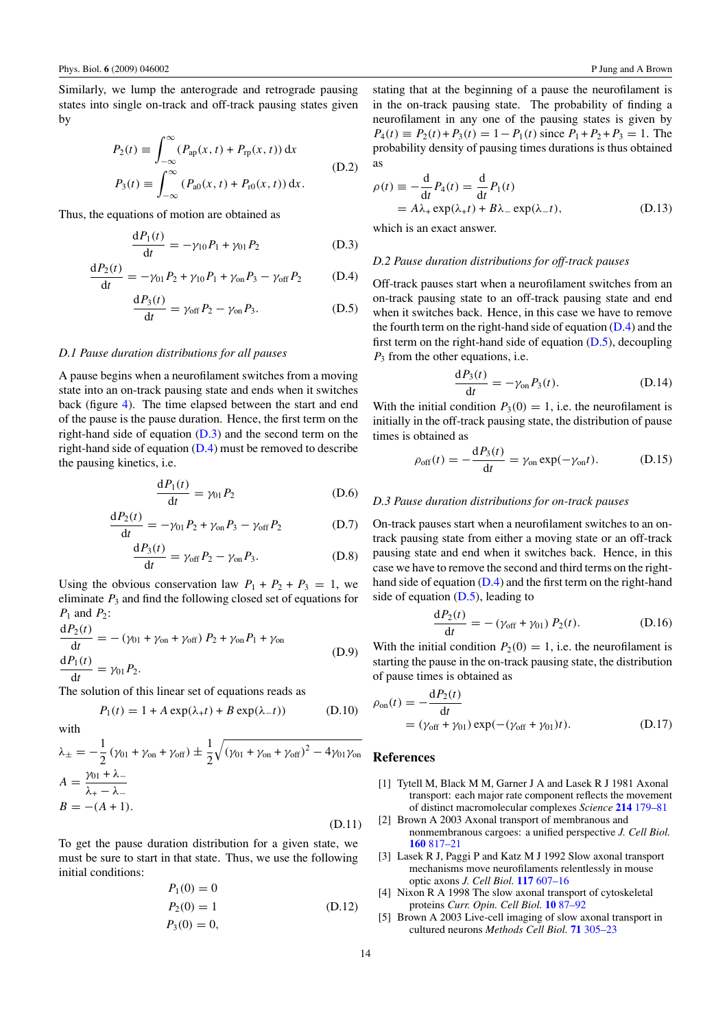Similarly, we lump the anterograde and retrograde pausing states into single on-track and off-track pausing states given by

$$
\begin{aligned}
P_2(t) &\equiv \int_{-\infty}^{\infty} (P_{\mathrm{ap}}(x,t) + P_{\mathrm{rp}}(x,t))\,\mathrm{d}x \\
P_3(t) &\equiv \int_{-\infty}^{\infty} (P_{\mathrm{a0}}(x,t) + P_{\mathrm{r0}}(x,t))\,\mathrm{d}x.
\end{aligned}
\tag{D.2}
$$

Thus, the equations of motion are obtained as

$$\frac{\mathrm{d}P_1(t)}{\mathrm{d}t} = -\gamma_{10}P_1 + \gamma_{01}P_2 \tag{D.3}$$

$$\frac{\mathrm{d}P_2(t)}{\mathrm{d}t} = -\gamma_{01}P_2 + \gamma_{10}P_1 + \gamma_{\mathrm{on}}P_3 - \gamma_{\mathrm{off}}P_2 \tag{D.4}$$

$$\frac{\mathrm{d}P_3(t)}{\mathrm{d}t} = \gamma_{\mathrm{off}}P_2 - \gamma_{\mathrm{on}}P_3. \tag{D.5}$$

*D.1 Pause duration distributions for all pauses*

A pause begins when a neurofilament switches from a moving state into an on-track pausing state and ends when it switches back (figure 4). The time elapsed between the start and end of the pause is the pause duration. Hence, the first term on the right-hand side of equation (D.3) and the second term on the right-hand side of equation (D.4) must be removed to describe the pausing kinetics, i.e.

$$\frac{\mathrm{d}P_1(t)}{\mathrm{d}t} = \gamma_{01}P_2 \tag{D.6}$$

$$\frac{\mathrm{d}P_2(t)}{\mathrm{d}t} = -\gamma_{01}P_2 + \gamma_{\mathrm{on}}P_3 - \gamma_{\mathrm{off}}P_2 \tag{D.7}$$

$$\frac{\mathrm{d}P_3(t)}{\mathrm{d}t} = \gamma_{\mathrm{off}}P_2 - \gamma_{\mathrm{on}}P_3. \tag{D.8}$$

Using the obvious conservation law $P_1 + P_2 + P_3 = 1$, we eliminate $P_3$ and find the following closed set of equations for $P_1$ and $P_2$:

$$
\begin{aligned}
\frac{\mathrm{d}P_2(t)}{\mathrm{d}t} &= -(\gamma_{01} + \gamma_{\mathrm{on}} + \gamma_{\mathrm{off}})\,P_2 + \gamma_{\mathrm{on}}P_1 + \gamma_{\mathrm{on}} \\
\frac{\mathrm{d}P_1(t)}{\mathrm{d}t} &= \gamma_{01}P_2.
\end{aligned}
\tag{D.9}
$$

The solution of this linear set of equations reads as

$$P_1(t) = 1 + A\exp(\lambda_+ t) + B\exp(\lambda_- t)) \tag{D.10}$$

with

$$
\begin{aligned}
\lambda_{\pm} &= -\frac{1}{2}(\gamma_{01} + \gamma_{\mathrm{on}} + \gamma_{\mathrm{off}}) \pm \frac{1}{2}\sqrt{(\gamma_{01} + \gamma_{\mathrm{on}} + \gamma_{\mathrm{off}})^2 - 4\gamma_{01}\gamma_{\mathrm{on}}} \\
A &= \frac{\gamma_{01} + \lambda_-}{\lambda_+ - \lambda_-} \\
B &= -(A+1).
\end{aligned}
\tag{D.11}
$$

To get the pause duration distribution for a given state, we must be sure to start in that state. Thus, we use the following initial conditions:

$$
\begin{aligned}
P_1(0) &= 0 \\
P_2(0) &= 1 \\
P_3(0) &= 0,
\end{aligned}
\tag{D.12}
$$

stating that at the beginning of a pause the neurofilament is in the on-track pausing state. The probability of finding a neurofilament in any one of the pausing states is given by $P_4(t) \equiv P_2(t) + P_3(t) = 1 - P_1(t)$ since $P_1 + P_2 + P_3 = 1$. The probability density of pausing times durations is thus obtained as

$$
\begin{aligned}
\rho(t) &\equiv -\frac{\mathrm{d}}{\mathrm{d}t}P_4(t) = \frac{\mathrm{d}}{\mathrm{d}t}P_1(t) \\
&= A\lambda_+\exp(\lambda_+ t) + B\lambda_-\exp(\lambda_- t),
\end{aligned}
\tag{D.13}
$$

which is an exact answer.

*D.2 Pause duration distributions for off-track pauses*

Off-track pauses start when a neurofilament switches from an on-track pausing state to an off-track pausing state and end when it switches back. Hence, in this case we have to remove the fourth term on the right-hand side of equation (D.4) and the first term on the right-hand side of equation (D.5), decoupling $P_3$ from the other equations, i.e.

$$\frac{\mathrm{d}P_3(t)}{\mathrm{d}t} = -\gamma_{\mathrm{on}}P_3(t). \tag{D.14}$$

With the initial condition $P_3(0) = 1$, i.e. the neurofilament is initially in the off-track pausing state, the distribution of pause times is obtained as

$$\rho_{\mathrm{off}}(t) = -\frac{\mathrm{d}P_3(t)}{\mathrm{d}t} = \gamma_{\mathrm{on}}\exp(-\gamma_{\mathrm{on}}t). \tag{D.15}$$

*D.3 Pause duration distributions for on-track pauses*

On-track pauses start when a neurofilament switches to an on-track pausing state from either a moving state or an off-track pausing state and end when it switches back. Hence, in this case we have to remove the second and third terms on the right-hand side of equation (D.4) and the first term on the right-hand side of equation (D.5), leading to

$$\frac{\mathrm{d}P_2(t)}{\mathrm{d}t} = -(\gamma_{\mathrm{off}} + \gamma_{01})\,P_2(t). \tag{D.16}$$

With the initial condition $P_2(0) = 1$, i.e. the neurofilament is starting the pause in the on-track pausing state, the distribution of pause times is obtained as

$$
\begin{aligned}
\rho_{\mathrm{on}}(t) &= -\frac{\mathrm{d}P_2(t)}{\mathrm{d}t} \\
&= (\gamma_{\mathrm{off}} + \gamma_{01})\exp(-(\gamma_{\mathrm{off}} + \gamma_{01})t).
\end{aligned}
\tag{D.17}
$$

## References

[1] Tytell M, Black M M, Garner J A and Lasek R J 1981 Axonal transport: each major rate component reflects the movement of distinct macromolecular complexes *Science* **214** 179–81

[2] Brown A 2003 Axonal transport of membranous and nonmembranous cargoes: a unified perspective *J. Cell Biol.* **160** 817–21

[3] Lasek R J, Paggi P and Katz M J 1992 Slow axonal transport mechanisms move neurofilaments relentlessly in mouse optic axons *J. Cell Biol.* **117** 607–16

[4] Nixon R A 1998 The slow axonal transport of cytoskeletal proteins *Curr. Opin. Cell Biol.* **10** 87–92

[5] Brown A 2003 Live-cell imaging of slow axonal transport in cultured neurons *Methods Cell Biol.* **71** 305–23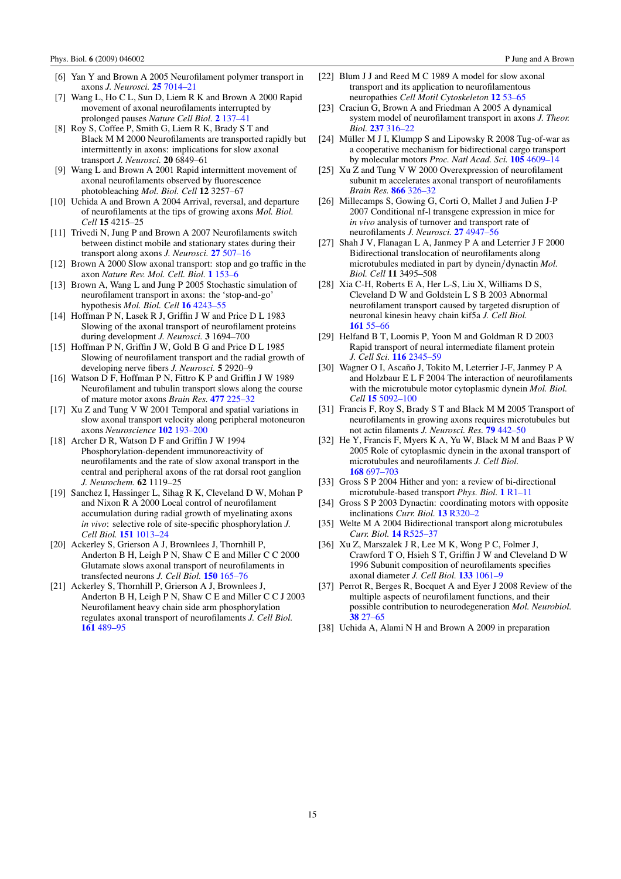- [6] Yan Y and Brown A 2005 Neurofilament polymer transport in axons *J. Neurosci.* **25** 7014–21
- [7] Wang L, Ho C L, Sun D, Liem R K and Brown A 2000 Rapid movement of axonal neurofilaments interrupted by prolonged pauses *Nature Cell Biol.* **2** 137–41
- [8] Roy S, Coffee P, Smith G, Liem R K, Brady S T and Black M M 2000 Neurofilaments are transported rapidly but intermittently in axons: implications for slow axonal transport *J. Neurosci.* **20** 6849–61
- [9] Wang L and Brown A 2001 Rapid intermittent movement of axonal neurofilaments observed by fluorescence photobleaching *Mol. Biol. Cell* **12** 3257–67
- [10] Uchida A and Brown A 2004 Arrival, reversal, and departure of neurofilaments at the tips of growing axons *Mol. Biol. Cell* **15** 4215–25
- [11] Trivedi N, Jung P and Brown A 2007 Neurofilaments switch between distinct mobile and stationary states during their transport along axons *J. Neurosci.* **27** 507–16
- [12] Brown A 2000 Slow axonal transport: stop and go traffic in the axon *Nature Rev. Mol. Cell. Biol.* **1** 153–6
- [13] Brown A, Wang L and Jung P 2005 Stochastic simulation of neurofilament transport in axons: the 'stop-and-go' hypothesis *Mol. Biol. Cell* **16** 4243–55
- [14] Hoffman P N, Lasek R J, Griffin J W and Price D L 1983 Slowing of the axonal transport of neurofilament proteins during development *J. Neurosci.* **3** 1694–700
- [15] Hoffman P N, Griffin J W, Gold B G and Price D L 1985 Slowing of neurofilament transport and the radial growth of developing nerve fibers *J. Neurosci.* **5** 2920–9
- [16] Watson D F, Hoffman P N, Fittro K P and Griffin J W 1989 Neurofilament and tubulin transport slows along the course of mature motor axons *Brain Res.* **477** 225–32
- [17] Xu Z and Tung V W 2001 Temporal and spatial variations in slow axonal transport velocity along peripheral motoneuron axons *Neuroscience* **102** 193–200
- [18] Archer D R, Watson D F and Griffin J W 1994 Phosphorylation-dependent immunoreactivity of neurofilaments and the rate of slow axonal transport in the central and peripheral axons of the rat dorsal root ganglion *J. Neurochem.* **62** 1119–25
- [19] Sanchez I, Hassinger L, Sihag R K, Cleveland D W, Mohan P and Nixon R A 2000 Local control of neurofilament accumulation during radial growth of myelinating axons *in vivo*: selective role of site-specific phosphorylation *J. Cell Biol.* **151** 1013–24
- [20] Ackerley S, Grierson A J, Brownlees J, Thornhill P, Anderton B H, Leigh P N, Shaw C E and Miller C C 2000 Glutamate slows axonal transport of neurofilaments in transfected neurons *J. Cell Biol.* **150** 165–76
- [21] Ackerley S, Thornhill P, Grierson A J, Brownlees J, Anderton B H, Leigh P N, Shaw C E and Miller C C J 2003 Neurofilament heavy chain side arm phosphorylation regulates axonal transport of neurofilaments *J. Cell Biol.* **161** 489–95
- [22] Blum J J and Reed M C 1989 A model for slow axonal transport and its application to neurofilamentous neuropathies *Cell Motil Cytoskeleton* **12** 53–65
- [23] Craciun G, Brown A and Friedman A 2005 A dynamical system model of neurofilament transport in axons *J. Theor. Biol.* **237** 316–22
- [24] Müller M J I, Klumpp S and Lipowsky R 2008 Tug-of-war as a cooperative mechanism for bidirectional cargo transport by molecular motors *Proc. Natl Acad. Sci.* **105** 4609–14
- [25] Xu Z and Tung V W 2000 Overexpression of neurofilament subunit m accelerates axonal transport of neurofilaments *Brain Res.* **866** 326–32
- [26] Millecamps S, Gowing G, Corti O, Mallet J and Julien J-P 2007 Conditional nf-l transgene expression in mice for *in vivo* analysis of turnover and transport rate of neurofilaments *J. Neurosci.* **27** 4947–56
- [27] Shah J V, Flanagan L A, Janmey P A and Leterrier J F 2000 Bidirectional translocation of neurofilaments along microtubules mediated in part by dynein/dynactin *Mol. Biol. Cell* **11** 3495–508
- [28] Xia C-H, Roberts E A, Her L-S, Liu X, Williams D S, Cleveland D W and Goldstein L S B 2003 Abnormal neurofilament transport caused by targeted disruption of neuronal kinesin heavy chain kif5a *J. Cell Biol.* **161** 55–66
- [29] Helfand B T, Loomis P, Yoon M and Goldman R D 2003 Rapid transport of neural intermediate filament protein *J. Cell Sci.* **116** 2345–59
- [30] Wagner O I, Ascaño J, Tokito M, Leterrier J-F, Janmey P A and Holzbaur E L F 2004 The interaction of neurofilaments with the microtubule motor cytoplasmic dynein *Mol. Biol. Cell* **15** 5092–100
- [31] Francis F, Roy S, Brady S T and Black M M 2005 Transport of neurofilaments in growing axons requires microtubules but not actin filaments *J. Neurosci. Res.* **79** 442–50
- [32] He Y, Francis F, Myers K A, Yu W, Black M M and Baas P W 2005 Role of cytoplasmic dynein in the axonal transport of microtubules and neurofilaments *J. Cell Biol.* **168** 697–703
- [33] Gross S P 2004 Hither and yon: a review of bi-directional microtubule-based transport *Phys. Biol.* **1** R1–11
- [34] Gross S P 2003 Dynactin: coordinating motors with opposite inclinations *Curr. Biol.* **13** R320–2
- [35] Welte M A 2004 Bidirectional transport along microtubules *Curr. Biol.* **14** R525–37
- [36] Xu Z, Marszalek J R, Lee M K, Wong P C, Folmer J, Crawford T O, Hsieh S T, Griffin J W and Cleveland D W 1996 Subunit composition of neurofilaments specifies axonal diameter *J. Cell Biol.* **133** 1061–9
- [37] Perrot R, Berges R, Bocquet A and Eyer J 2008 Review of the multiple aspects of neurofilament functions, and their possible contribution to neurodegeneration *Mol. Neurobiol.* **38** 27–65
- [38] Uchida A, Alami N H and Brown A 2009 in preparation